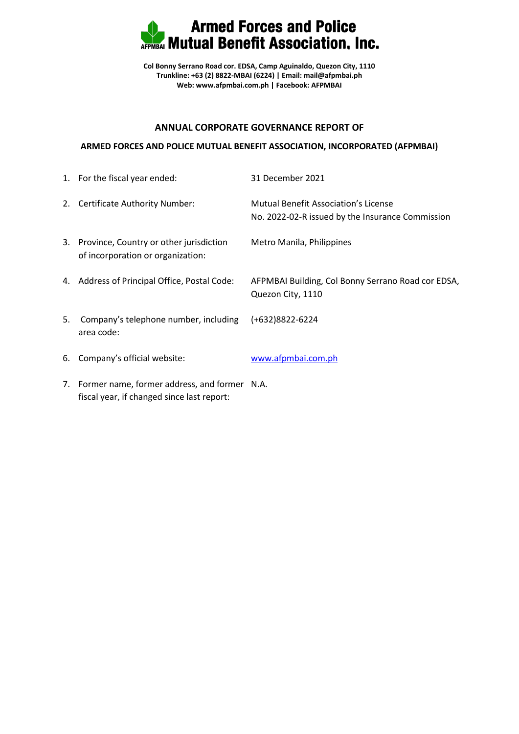# Armed Forces and Police Mutual Benefit Association, Inc.

**Col Bonny Serrano Road cor. EDSA, Camp Aguinaldo, Quezon City, 1110**
**Trunkline: +63 (2) 8822-MBAI (6224) | Email: mail@afpmbai.ph**
**Web: www.afpmbai.com.ph | Facebook: AFPMBAI**

## ANNUAL CORPORATE GOVERNANCE REPORT OF

## ARMED FORCES AND POLICE MUTUAL BENEFIT ASSOCIATION, INCORPORATED (AFPMBAI)

| | | |
|---|---|---|
| 1. | For the fiscal year ended: | 31 December 2021 |
| 2. | Certificate Authority Number: | Mutual Benefit Association's License No. 2022-02-R issued by the Insurance Commission |
| 3. | Province, Country or other jurisdiction of incorporation or organization: | Metro Manila, Philippines |
| 4. | Address of Principal Office, Postal Code: | AFPMBAI Building, Col Bonny Serrano Road cor EDSA, Quezon City, 1110 |
| 5. | Company's telephone number, including area code: | (+632)8822-6224 |
| 6. | Company's official website: | www.afpmbai.com.ph |
| 7. | Former name, former address, and former fiscal year, if changed since last report: | N.A. |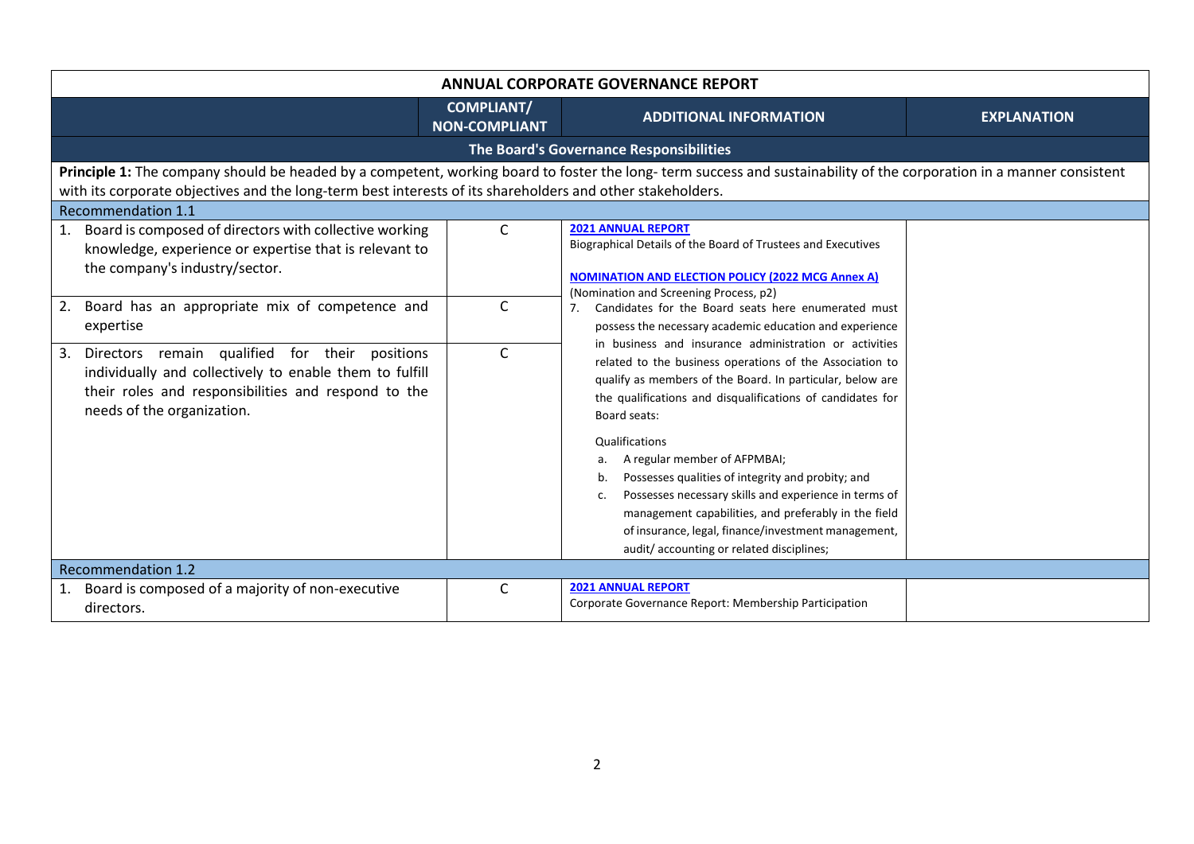| ANNUAL CORPORATE GOVERNANCE REPORT | | | |
|---|---|---|---|
| | COMPLIANT/ NON-COMPLIANT | ADDITIONAL INFORMATION | EXPLANATION |
| **The Board's Governance Responsibilities** | | | |
| **Principle 1:** The company should be headed by a competent, working board to foster the long- term success and sustainability of the corporation in a manner consistent with its corporate objectives and the long-term best interests of its shareholders and other stakeholders. | | | |
| Recommendation 1.1 | | | |
| 1. Board is composed of directors with collective working knowledge, experience or expertise that is relevant to the company's industry/sector. | C | **2021 ANNUAL REPORT** Biographical Details of the Board of Trustees and Executives<br><br>**NOMINATION AND ELECTION POLICY (2022 MCG Annex A)** (Nomination and Screening Process, p2)<br>7. Candidates for the Board seats here enumerated must possess the necessary academic education and experience in business and insurance administration or activities related to the business operations of the Association to qualify as members of the Board. In particular, below are the qualifications and disqualifications of candidates for Board seats:<br><br>Qualifications<br>a. A regular member of AFPMBAI;<br>b. Possesses qualities of integrity and probity; and<br>c. Possesses necessary skills and experience in terms of management capabilities, and preferably in the field of insurance, legal, finance/investment management, audit/ accounting or related disciplines; | |
| 2. Board has an appropriate mix of competence and expertise | C | | |
| 3. Directors remain qualified for their positions individually and collectively to enable them to fulfill their roles and responsibilities and respond to the needs of the organization. | C | | |
| Recommendation 1.2 | | | |
| 1. Board is composed of a majority of non-executive directors. | C | **2021 ANNUAL REPORT** Corporate Governance Report: Membership Participation | |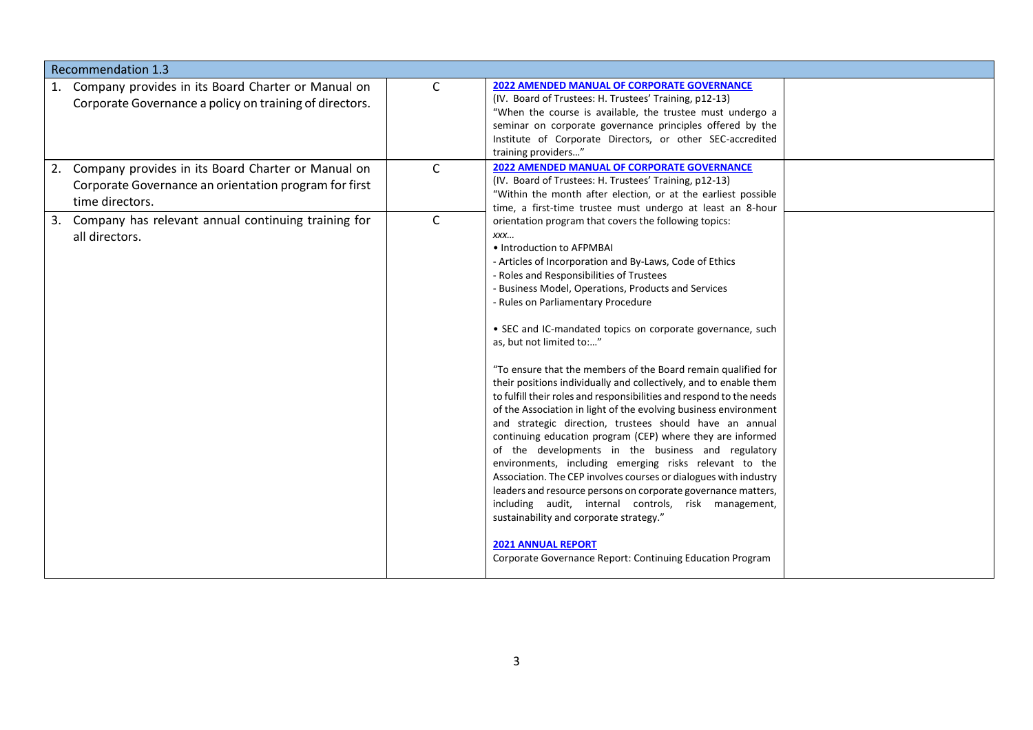| Recommendation 1.3 | | | |
|---|---|---|---|
| 1. Company provides in its Board Charter or Manual on Corporate Governance a policy on training of directors. | C | **2022 AMENDED MANUAL OF CORPORATE GOVERNANCE**<br>(IV. Board of Trustees: H. Trustees' Training, p12-13)<br>"When the course is available, the trustee must undergo a seminar on corporate governance principles offered by the Institute of Corporate Directors, or other SEC-accredited training providers…" | |
| 2. Company provides in its Board Charter or Manual on Corporate Governance an orientation program for first time directors. | C | **2022 AMENDED MANUAL OF CORPORATE GOVERNANCE**<br>(IV. Board of Trustees: H. Trustees' Training, p12-13)<br>"Within the month after election, or at the earliest possible time, a first-time trustee must undergo at least an 8-hour orientation program that covers the following topics:<br>*xxx…*<br>• Introduction to AFPMBAI<br>- Articles of Incorporation and By-Laws, Code of Ethics<br>- Roles and Responsibilities of Trustees<br>- Business Model, Operations, Products and Services<br>- Rules on Parliamentary Procedure<br><br>• SEC and IC-mandated topics on corporate governance, such as, but not limited to:…"<br><br>"To ensure that the members of the Board remain qualified for their positions individually and collectively, and to enable them to fulfill their roles and responsibilities and respond to the needs of the Association in light of the evolving business environment and strategic direction, trustees should have an annual continuing education program (CEP) where they are informed of the developments in the business and regulatory environments, including emerging risks relevant to the Association. The CEP involves courses or dialogues with industry leaders and resource persons on corporate governance matters, including audit, internal controls, risk management, sustainability and corporate strategy."<br><br>**2021 ANNUAL REPORT**<br>Corporate Governance Report: Continuing Education Program | |
| 3. Company has relevant annual continuing training for all directors. | C | | |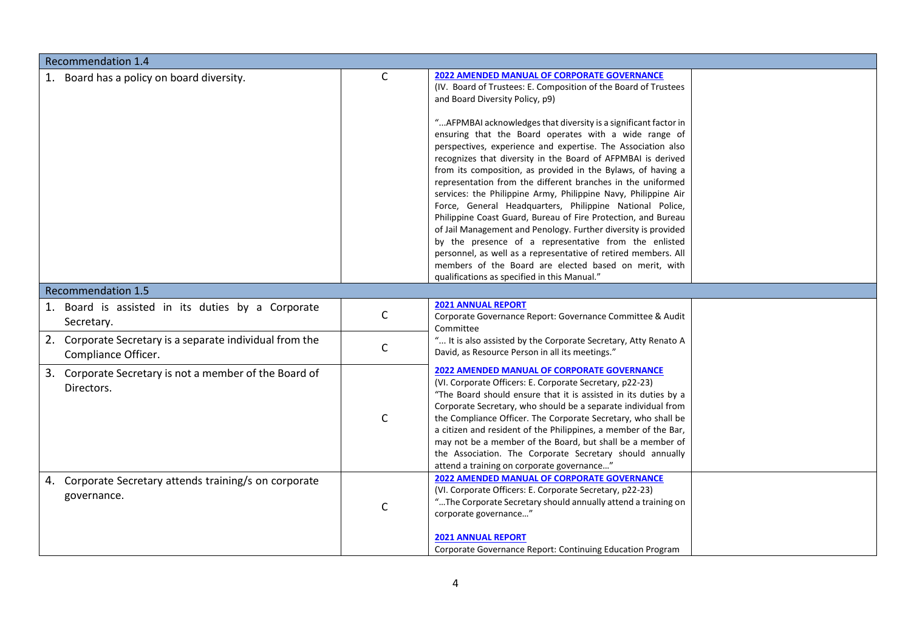| | | | |
|---|---|---|---|
| **Recommendation 1.4** | | | |
| 1. Board has a policy on board diversity. | C | **2022 AMENDED MANUAL OF CORPORATE GOVERNANCE**<br>(IV. Board of Trustees: E. Composition of the Board of Trustees and Board Diversity Policy, p9)<br><br>"...AFPMBAI acknowledges that diversity is a significant factor in ensuring that the Board operates with a wide range of perspectives, experience and expertise. The Association also recognizes that diversity in the Board of AFPMBAI is derived from its composition, as provided in the Bylaws, of having a representation from the different branches in the uniformed services: the Philippine Army, Philippine Navy, Philippine Air Force, General Headquarters, Philippine National Police, Philippine Coast Guard, Bureau of Fire Protection, and Bureau of Jail Management and Penology. Further diversity is provided by the presence of a representative from the enlisted personnel, as well as a representative of retired members. All members of the Board are elected based on merit, with qualifications as specified in this Manual." | |
| **Recommendation 1.5** | | | |
| 1. Board is assisted in its duties by a Corporate Secretary. | C | **2021 ANNUAL REPORT**<br>Corporate Governance Report: Governance Committee & Audit Committee<br>"... It is also assisted by the Corporate Secretary, Atty Renato A David, as Resource Person in all its meetings." | |
| 2. Corporate Secretary is a separate individual from the Compliance Officer. | C | | |
| 3. Corporate Secretary is not a member of the Board of Directors. | C | **2022 AMENDED MANUAL OF CORPORATE GOVERNANCE**<br>(VI. Corporate Officers: E. Corporate Secretary, p22-23)<br>"The Board should ensure that it is assisted in its duties by a Corporate Secretary, who should be a separate individual from the Compliance Officer. The Corporate Secretary, who shall be a citizen and resident of the Philippines, a member of the Bar, may not be a member of the Board, but shall be a member of the Association. The Corporate Secretary should annually attend a training on corporate governance..." | |
| 4. Corporate Secretary attends training/s on corporate governance. | C | **2022 AMENDED MANUAL OF CORPORATE GOVERNANCE**<br>(VI. Corporate Officers: E. Corporate Secretary, p22-23)<br>"...The Corporate Secretary should annually attend a training on corporate governance..."<br><br>**2021 ANNUAL REPORT**<br>Corporate Governance Report: Continuing Education Program | |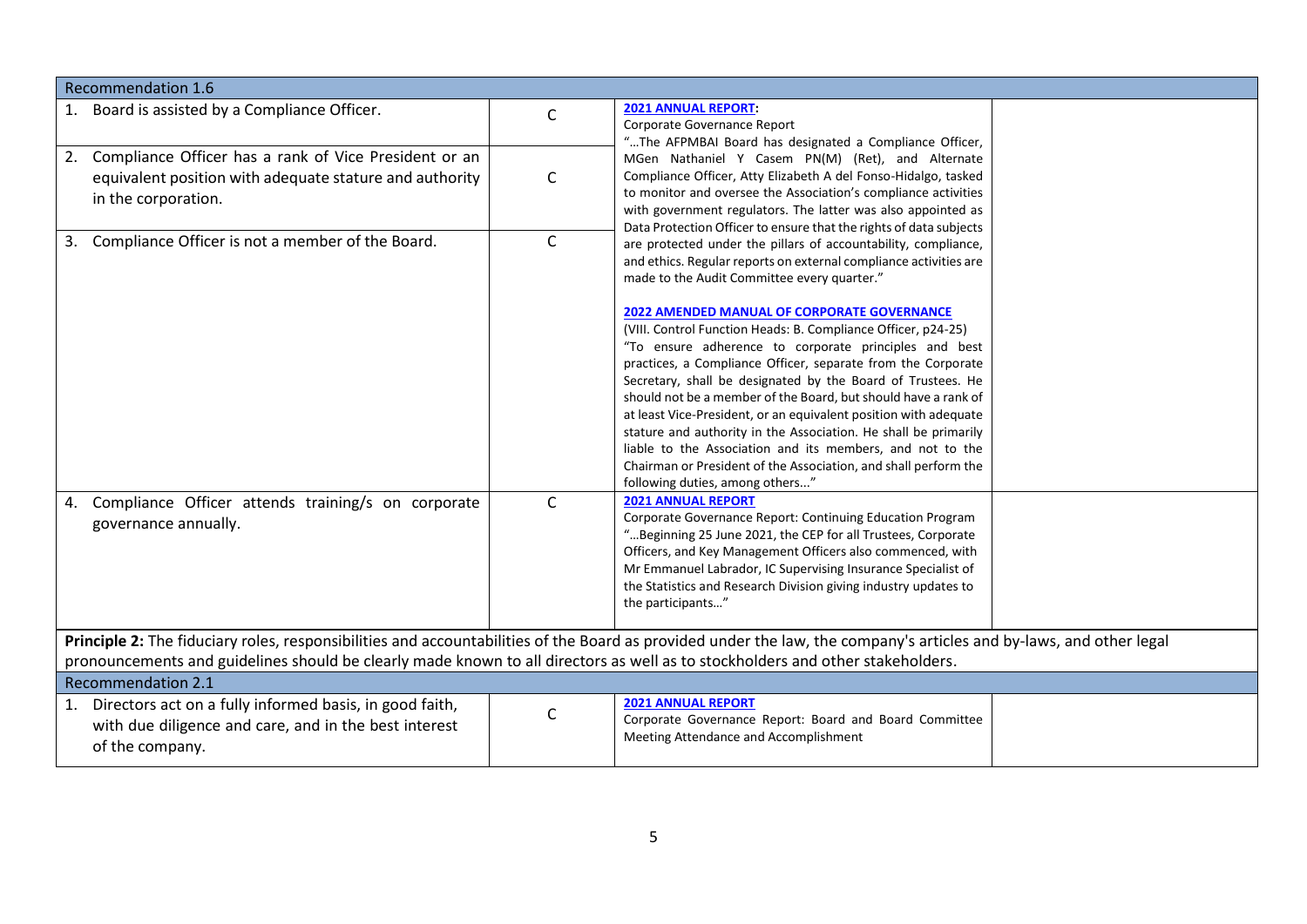| Recommendation 1.6 | | | |
|---|---|---|---|
| 1. Board is assisted by a Compliance Officer. | C | **2021 ANNUAL REPORT:**<br>Corporate Governance Report<br>"…The AFPMBAI Board has designated a Compliance Officer, MGen Nathaniel Y Casem PN(M) (Ret), and Alternate Compliance Officer, Atty Elizabeth A del Fonso-Hidalgo, tasked to monitor and oversee the Association's compliance activities with government regulators. The latter was also appointed as Data Protection Officer to ensure that the rights of data subjects are protected under the pillars of accountability, compliance, and ethics. Regular reports on external compliance activities are made to the Audit Committee every quarter."<br><br>**2022 AMENDED MANUAL OF CORPORATE GOVERNANCE**<br>(VIII. Control Function Heads: B. Compliance Officer, p24-25)<br>"To ensure adherence to corporate principles and best practices, a Compliance Officer, separate from the Corporate Secretary, shall be designated by the Board of Trustees. He should not be a member of the Board, but should have a rank of at least Vice-President, or an equivalent position with adequate stature and authority in the Association. He shall be primarily liable to the Association and its members, and not to the Chairman or President of the Association, and shall perform the following duties, among others…" | |
| 2. Compliance Officer has a rank of Vice President or an equivalent position with adequate stature and authority in the corporation. | C | | |
| 3. Compliance Officer is not a member of the Board. | C | | |
| 4. Compliance Officer attends training/s on corporate governance annually. | C | **2021 ANNUAL REPORT**<br>Corporate Governance Report: Continuing Education Program<br>"…Beginning 25 June 2021, the CEP for all Trustees, Corporate Officers, and Key Management Officers also commenced, with Mr Emmanuel Labrador, IC Supervising Insurance Specialist of the Statistics and Research Division giving industry updates to the participants…" | |
| **Principle 2:** The fiduciary roles, responsibilities and accountabilities of the Board as provided under the law, the company's articles and by-laws, and other legal pronouncements and guidelines should be clearly made known to all directors as well as to stockholders and other stakeholders. | | | |
| Recommendation 2.1 | | | |
| 1. Directors act on a fully informed basis, in good faith, with due diligence and care, and in the best interest of the company. | C | **2021 ANNUAL REPORT**<br>Corporate Governance Report: Board and Board Committee Meeting Attendance and Accomplishment | |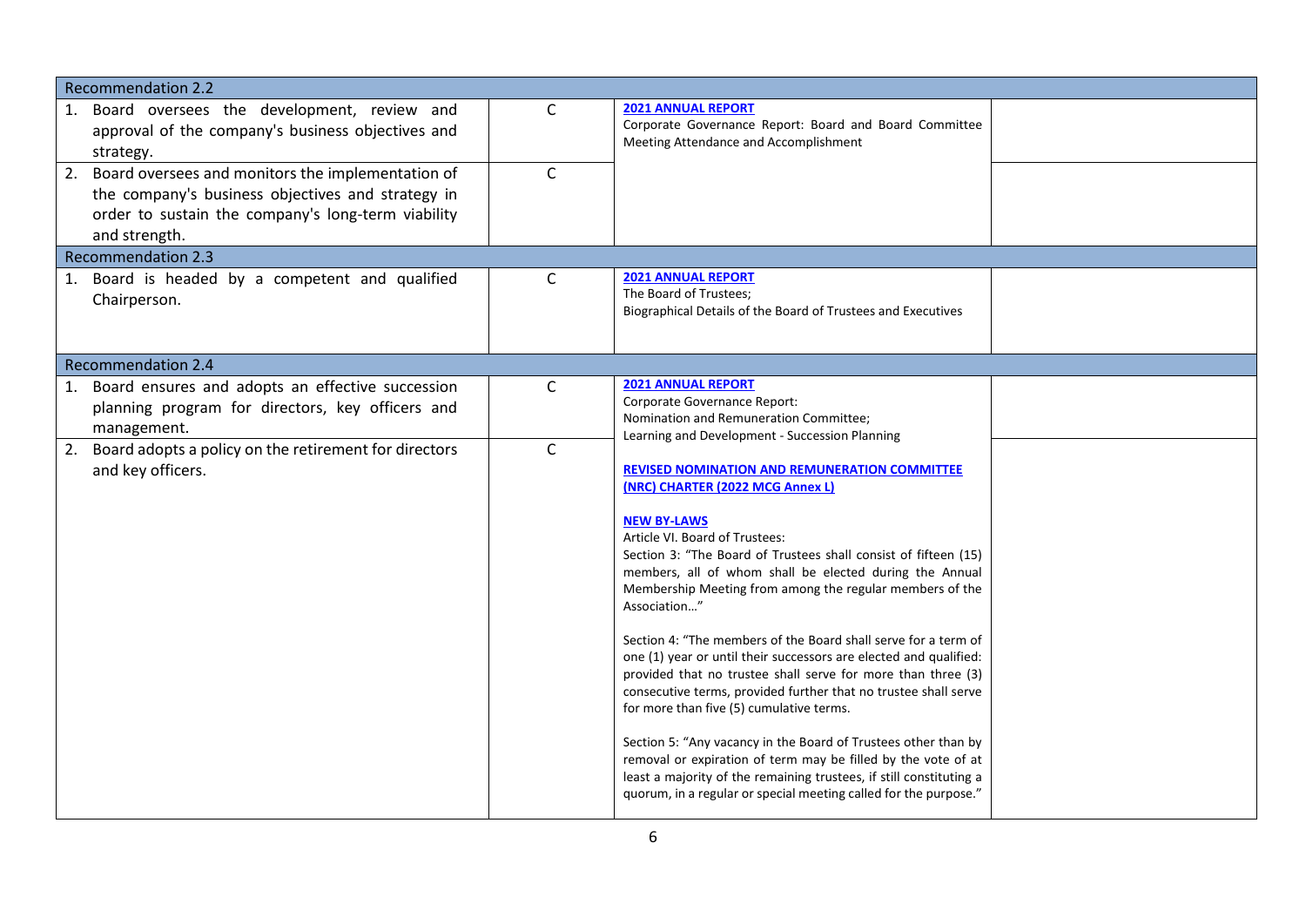| | | | |
|---|---|---|---|
| **Recommendation 2.2** | | | |
| 1. Board oversees the development, review and approval of the company's business objectives and strategy. | C | **2021 ANNUAL REPORT**<br>Corporate Governance Report: Board and Board Committee Meeting Attendance and Accomplishment | |
| 2. Board oversees and monitors the implementation of the company's business objectives and strategy in order to sustain the company's long-term viability and strength. | C | | |
| **Recommendation 2.3** | | | |
| 1. Board is headed by a competent and qualified Chairperson. | C | **2021 ANNUAL REPORT**<br>The Board of Trustees;<br>Biographical Details of the Board of Trustees and Executives | |
| **Recommendation 2.4** | | | |
| 1. Board ensures and adopts an effective succession planning program for directors, key officers and management. | C | **2021 ANNUAL REPORT**<br>Corporate Governance Report:<br>Nomination and Remuneration Committee;<br>Learning and Development - Succession Planning<br><br>**REVISED NOMINATION AND REMUNERATION COMMITTEE (NRC) CHARTER (2022 MCG Annex L)**<br><br>**NEW BY-LAWS**<br>Article VI. Board of Trustees:<br>Section 3: "The Board of Trustees shall consist of fifteen (15) members, all of whom shall be elected during the Annual Membership Meeting from among the regular members of the Association…"<br><br>Section 4: "The members of the Board shall serve for a term of one (1) year or until their successors are elected and qualified: provided that no trustee shall serve for more than three (3) consecutive terms, provided further that no trustee shall serve for more than five (5) cumulative terms.<br><br>Section 5: "Any vacancy in the Board of Trustees other than by removal or expiration of term may be filled by the vote of at least a majority of the remaining trustees, if still constituting a quorum, in a regular or special meeting called for the purpose." | |
| 2. Board adopts a policy on the retirement for directors and key officers. | C | | |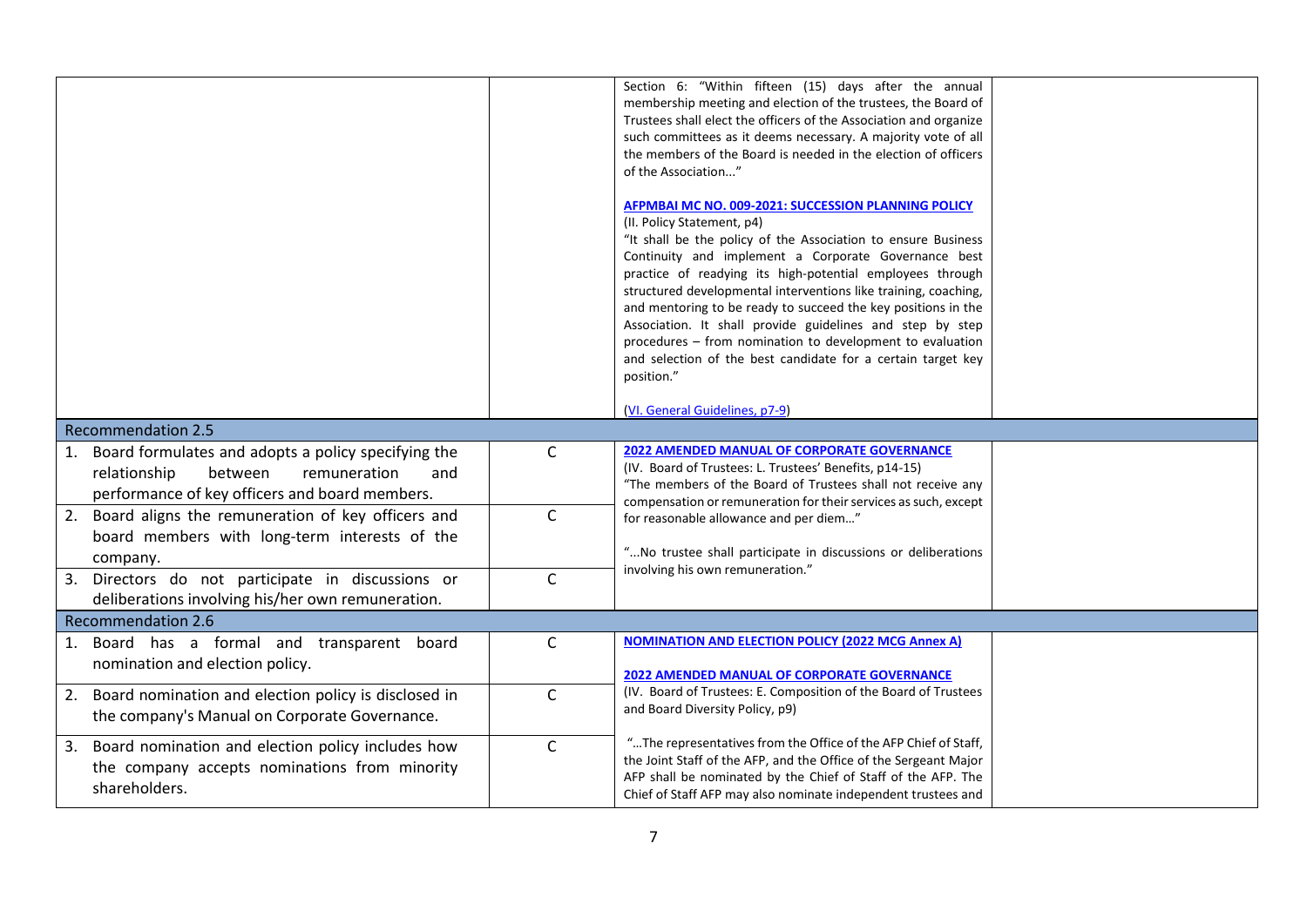| | | | |
|---|---|---|---|
| | | Section 6: "Within fifteen (15) days after the annual membership meeting and election of the trustees, the Board of Trustees shall elect the officers of the Association and organize such committees as it deems necessary. A majority vote of all the members of the Board is needed in the election of officers of the Association..."<br><br>**AFPMBAI MC NO. 009-2021: SUCCESSION PLANNING POLICY**<br>(II. Policy Statement, p4)<br>"It shall be the policy of the Association to ensure Business Continuity and implement a Corporate Governance best practice of readying its high-potential employees through structured developmental interventions like training, coaching, and mentoring to be ready to succeed the key positions in the Association. It shall provide guidelines and step by step procedures – from nomination to development to evaluation and selection of the best candidate for a certain target key position."<br><br>(VI. General Guidelines, p7-9) | |
| **Recommendation 2.5** | | | |
| 1. Board formulates and adopts a policy specifying the relationship between remuneration and performance of key officers and board members. | C | **2022 AMENDED MANUAL OF CORPORATE GOVERNANCE**<br>(IV. Board of Trustees: L. Trustees' Benefits, p14-15)<br>"The members of the Board of Trustees shall not receive any compensation or remuneration for their services as such, except for reasonable allowance and per diem..."<br><br>"...No trustee shall participate in discussions or deliberations involving his own remuneration." | |
| 2. Board aligns the remuneration of key officers and board members with long-term interests of the company. | C | | |
| 3. Directors do not participate in discussions or deliberations involving his/her own remuneration. | C | | |
| **Recommendation 2.6** | | | |
| 1. Board has a formal and transparent board nomination and election policy. | C | **NOMINATION AND ELECTION POLICY (2022 MCG Annex A)**<br><br>**2022 AMENDED MANUAL OF CORPORATE GOVERNANCE**<br>(IV. Board of Trustees: E. Composition of the Board of Trustees and Board Diversity Policy, p9)<br><br>"...The representatives from the Office of the AFP Chief of Staff, the Joint Staff of the AFP, and the Office of the Sergeant Major AFP shall be nominated by the Chief of Staff of the AFP. The Chief of Staff AFP may also nominate independent trustees and | |
| 2. Board nomination and election policy is disclosed in the company's Manual on Corporate Governance. | C | | |
| 3. Board nomination and election policy includes how the company accepts nominations from minority shareholders. | C | | |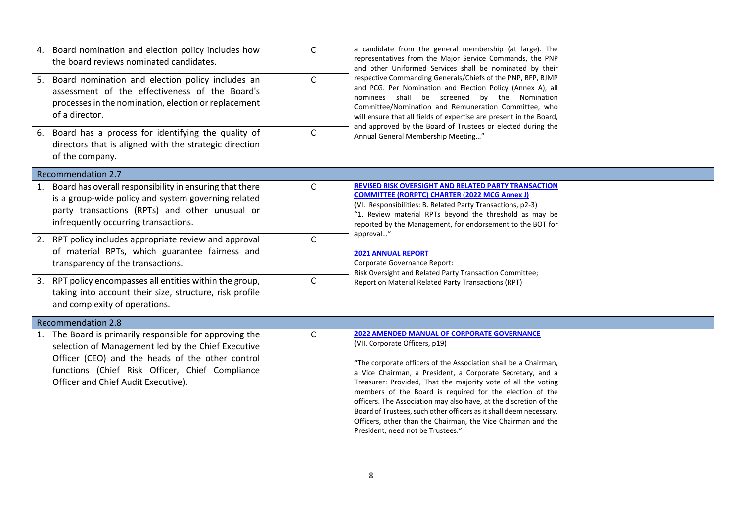| | | | |
|---|---|---|---|
| 4. Board nomination and election policy includes how the board reviews nominated candidates. | C | a candidate from the general membership (at large). The representatives from the Major Service Commands, the PNP and other Uniformed Services shall be nominated by their respective Commanding Generals/Chiefs of the PNP, BFP, BJMP and PCG. Per Nomination and Election Policy (Annex A), all nominees shall be screened by the Nomination Committee/Nomination and Remuneration Committee, who will ensure that all fields of expertise are present in the Board, and approved by the Board of Trustees or elected during the Annual General Membership Meeting…" | |
| 5. Board nomination and election policy includes an assessment of the effectiveness of the Board's processes in the nomination, election or replacement of a director. | C | | |
| 6. Board has a process for identifying the quality of directors that is aligned with the strategic direction of the company. | C | | |
| **Recommendation 2.7** | | | |
| 1. Board has overall responsibility in ensuring that there is a group-wide policy and system governing related party transactions (RPTs) and other unusual or infrequently occurring transactions. | C | **REVISED RISK OVERSIGHT AND RELATED PARTY TRANSACTION COMMITTEE (RORPTC) CHARTER (2022 MCG Annex J)**<br>(VI. Responsibilities: B. Related Party Transactions, p2-3)<br>"1. Review material RPTs beyond the threshold as may be reported by the Management, for endorsement to the BOT for approval…"<br><br>**2021 ANNUAL REPORT**<br>Corporate Governance Report:<br>Risk Oversight and Related Party Transaction Committee;<br>Report on Material Related Party Transactions (RPT) | |
| 2. RPT policy includes appropriate review and approval of material RPTs, which guarantee fairness and transparency of the transactions. | C | | |
| 3. RPT policy encompasses all entities within the group, taking into account their size, structure, risk profile and complexity of operations. | C | | |
| **Recommendation 2.8** | | | |
| 1. The Board is primarily responsible for approving the selection of Management led by the Chief Executive Officer (CEO) and the heads of the other control functions (Chief Risk Officer, Chief Compliance Officer and Chief Audit Executive). | C | **2022 AMENDED MANUAL OF CORPORATE GOVERNANCE**<br>(VII. Corporate Officers, p19)<br><br>"The corporate officers of the Association shall be a Chairman, a Vice Chairman, a President, a Corporate Secretary, and a Treasurer: Provided, That the majority vote of all the voting members of the Board is required for the election of the officers. The Association may also have, at the discretion of the Board of Trustees, such other officers as it shall deem necessary. Officers, other than the Chairman, the Vice Chairman and the President, need not be Trustees." | |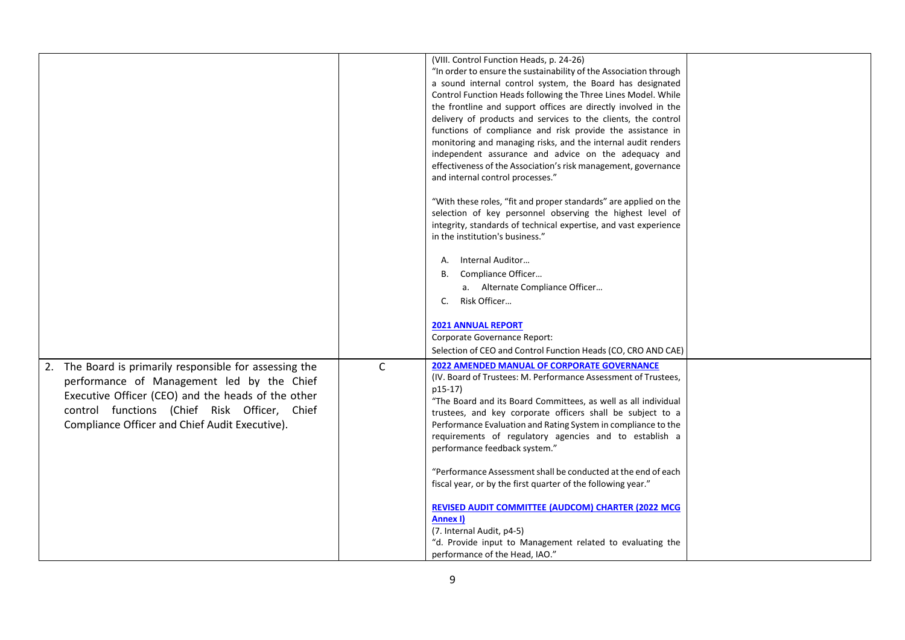| | | | |
|---|---|---|---|
| | | (VIII. Control Function Heads, p. 24-26)<br>"In order to ensure the sustainability of the Association through a sound internal control system, the Board has designated Control Function Heads following the Three Lines Model. While the frontline and support offices are directly involved in the delivery of products and services to the clients, the control functions of compliance and risk provide the assistance in monitoring and managing risks, and the internal audit renders independent assurance and advice on the adequacy and effectiveness of the Association's risk management, governance and internal control processes."<br><br>"With these roles, "fit and proper standards" are applied on the selection of key personnel observing the highest level of integrity, standards of technical expertise, and vast experience in the institution's business."<br><br>A. Internal Auditor…<br>B. Compliance Officer…<br>a. Alternate Compliance Officer…<br>C. Risk Officer…<br><br>**2021 ANNUAL REPORT**<br>Corporate Governance Report:<br>Selection of CEO and Control Function Heads (CO, CRO AND CAE) | |
| 2. The Board is primarily responsible for assessing the performance of Management led by the Chief Executive Officer (CEO) and the heads of the other control functions (Chief Risk Officer, Chief Compliance Officer and Chief Audit Executive). | C | **2022 AMENDED MANUAL OF CORPORATE GOVERNANCE**<br>(IV. Board of Trustees: M. Performance Assessment of Trustees, p15-17)<br>"The Board and its Board Committees, as well as all individual trustees, and key corporate officers shall be subject to a Performance Evaluation and Rating System in compliance to the requirements of regulatory agencies and to establish a performance feedback system."<br><br>"Performance Assessment shall be conducted at the end of each fiscal year, or by the first quarter of the following year."<br><br>**REVISED AUDIT COMMITTEE (AUDCOM) CHARTER (2022 MCG Annex I)**<br>(7. Internal Audit, p4-5)<br>"d. Provide input to Management related to evaluating the performance of the Head, IAO." | |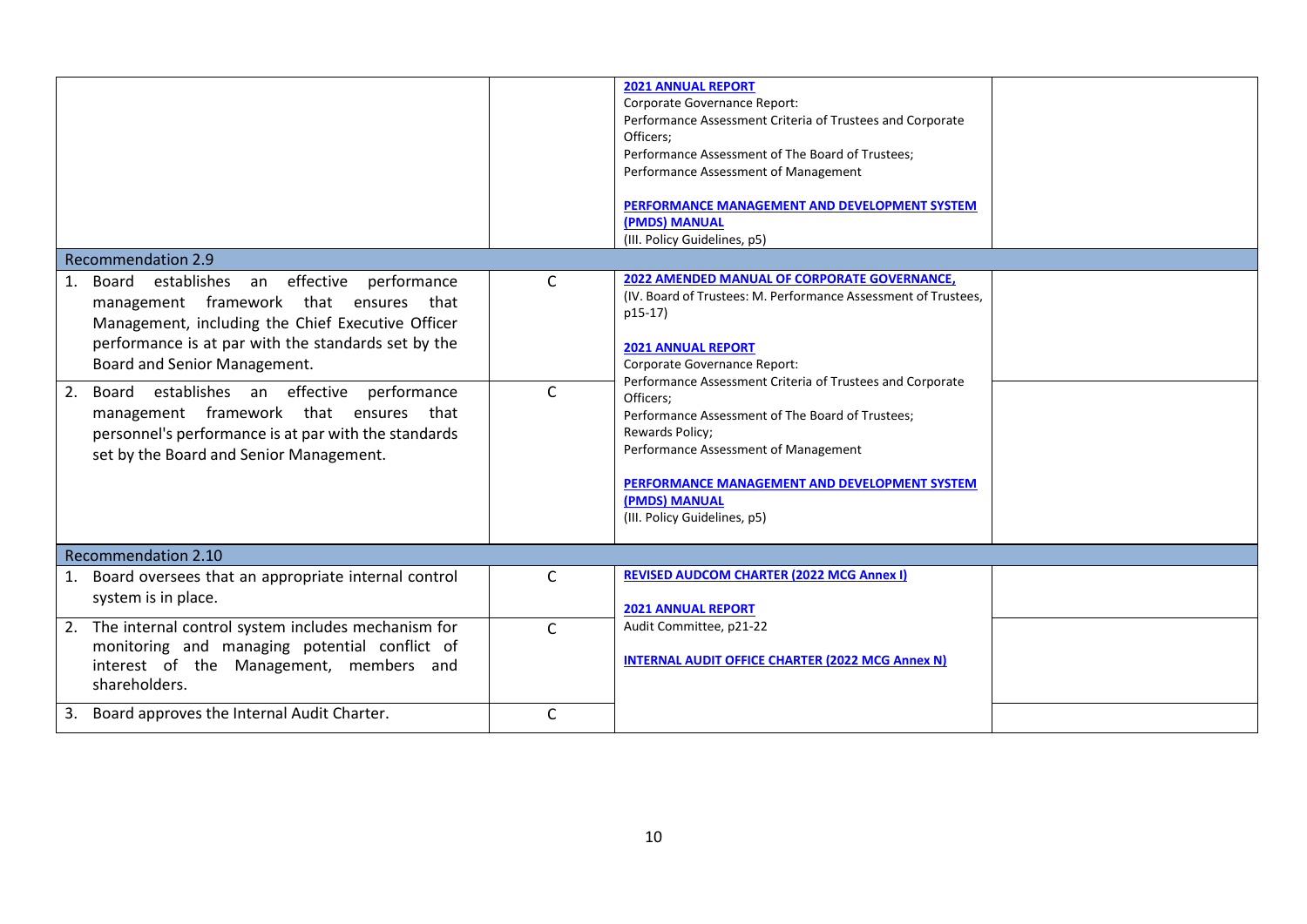| | | | |
|---|---|---|---|
| | | **2021 ANNUAL REPORT**<br>Corporate Governance Report:<br>Performance Assessment Criteria of Trustees and Corporate Officers;<br>Performance Assessment of The Board of Trustees;<br>Performance Assessment of Management<br><br>**PERFORMANCE MANAGEMENT AND DEVELOPMENT SYSTEM (PMDS) MANUAL**<br>(III. Policy Guidelines, p5) | |
| **Recommendation 2.9** | | | |
| 1. Board establishes an effective performance management framework that ensures that Management, including the Chief Executive Officer performance is at par with the standards set by the Board and Senior Management. | C | **2022 AMENDED MANUAL OF CORPORATE GOVERNANCE,**<br>(IV. Board of Trustees: M. Performance Assessment of Trustees, p15-17)<br><br>**2021 ANNUAL REPORT**<br>Corporate Governance Report:<br>Performance Assessment Criteria of Trustees and Corporate Officers;<br>Performance Assessment of The Board of Trustees;<br>Rewards Policy;<br>Performance Assessment of Management<br><br>**PERFORMANCE MANAGEMENT AND DEVELOPMENT SYSTEM (PMDS) MANUAL**<br>(III. Policy Guidelines, p5) | |
| 2. Board establishes an effective performance management framework that ensures that personnel's performance is at par with the standards set by the Board and Senior Management. | C | | |
| **Recommendation 2.10** | | | |
| 1. Board oversees that an appropriate internal control system is in place. | C | **REVISED AUDCOM CHARTER (2022 MCG Annex I)**<br><br>**2021 ANNUAL REPORT**<br>Audit Committee, p21-22<br><br>**INTERNAL AUDIT OFFICE CHARTER (2022 MCG Annex N)** | |
| 2. The internal control system includes mechanism for monitoring and managing potential conflict of interest of the Management, members and shareholders. | C | | |
| 3. Board approves the Internal Audit Charter. | C | | |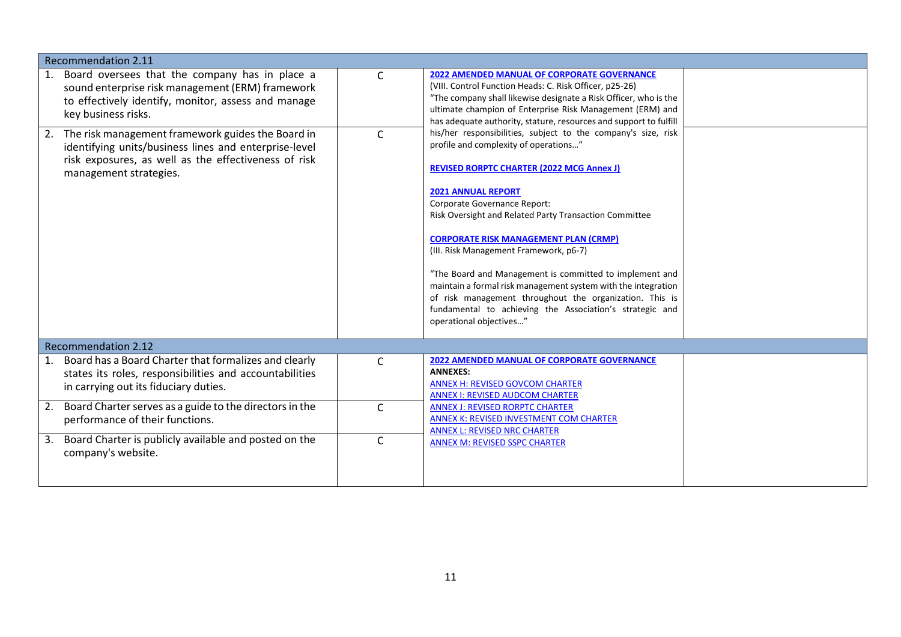| Recommendation 2.11 | | | |
|---|---|---|---|
| 1. Board oversees that the company has in place a sound enterprise risk management (ERM) framework to effectively identify, monitor, assess and manage key business risks. | C | **2022 AMENDED MANUAL OF CORPORATE GOVERNANCE**<br>(VIII. Control Function Heads: C. Risk Officer, p25-26)<br>"The company shall likewise designate a Risk Officer, who is the ultimate champion of Enterprise Risk Management (ERM) and has adequate authority, stature, resources and support to fulfill his/her responsibilities, subject to the company's size, risk profile and complexity of operations…"<br><br>**REVISED RORPTC CHARTER (2022 MCG Annex J)**<br><br>**2021 ANNUAL REPORT**<br>Corporate Governance Report:<br>Risk Oversight and Related Party Transaction Committee<br><br>**CORPORATE RISK MANAGEMENT PLAN (CRMP)**<br>(III. Risk Management Framework, p6-7)<br><br>"The Board and Management is committed to implement and maintain a formal risk management system with the integration of risk management throughout the organization. This is fundamental to achieving the Association's strategic and operational objectives…" | |
| 2. The risk management framework guides the Board in identifying units/business lines and enterprise-level risk exposures, as well as the effectiveness of risk management strategies. | C | | |
| **Recommendation 2.12** | | | |
| 1. Board has a Board Charter that formalizes and clearly states its roles, responsibilities and accountabilities in carrying out its fiduciary duties. | C | **2022 AMENDED MANUAL OF CORPORATE GOVERNANCE**<br>**ANNEXES:**<br>ANNEX H: REVISED GOVCOM CHARTER<br>ANNEX I: REVISED AUDCOM CHARTER<br>ANNEX J: REVISED RORPTC CHARTER<br>ANNEX K: REVISED INVESTMENT COM CHARTER<br>ANNEX L: REVISED NRC CHARTER<br>ANNEX M: REVISED SSPC CHARTER | |
| 2. Board Charter serves as a guide to the directors in the performance of their functions. | C | | |
| 3. Board Charter is publicly available and posted on the company's website. | C | | |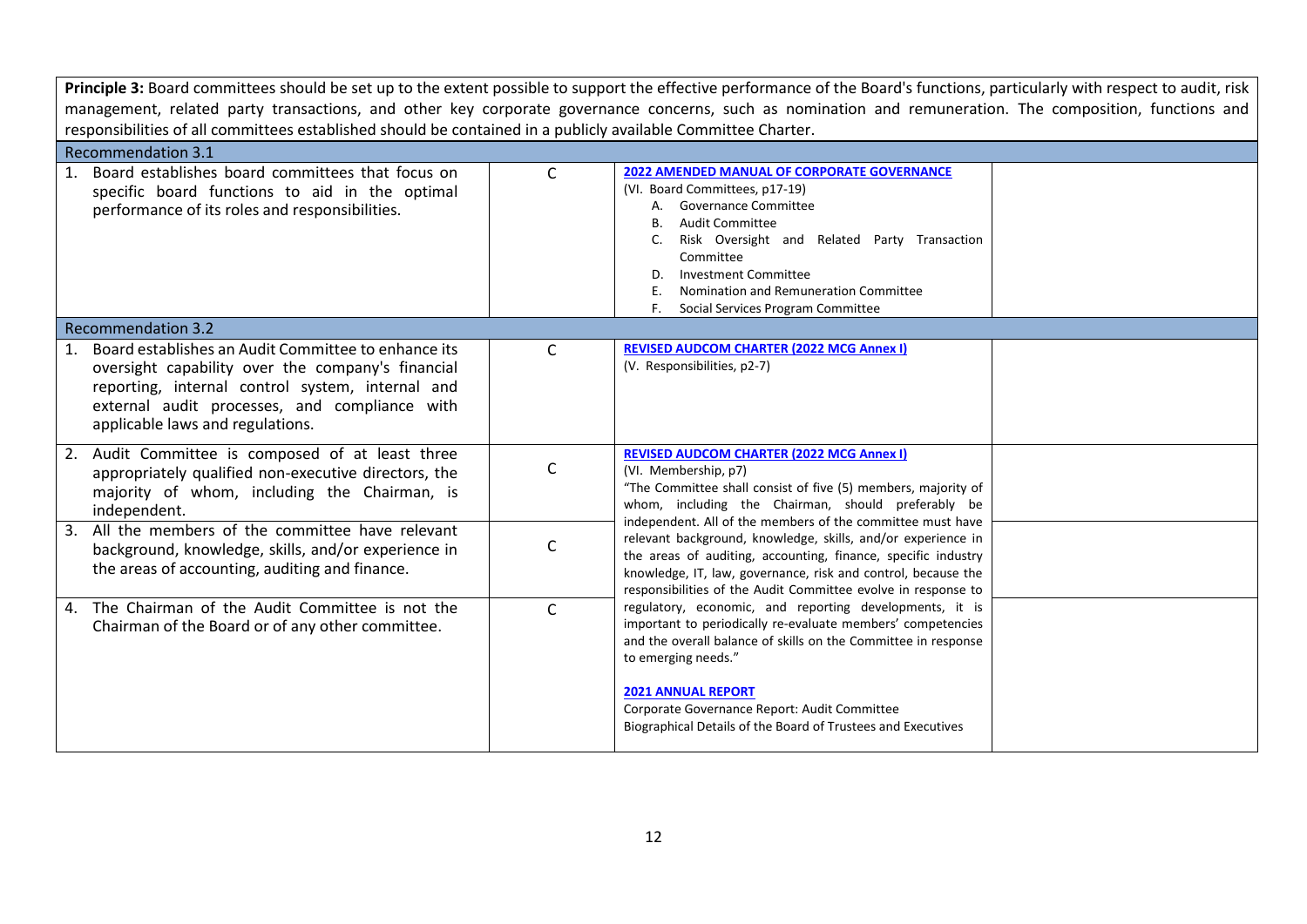**Principle 3:** Board committees should be set up to the extent possible to support the effective performance of the Board's functions, particularly with respect to audit, risk management, related party transactions, and other key corporate governance concerns, such as nomination and remuneration. The composition, functions and responsibilities of all committees established should be contained in a publicly available Committee Charter.

| | | | |
|---|---|---|---|
| **Recommendation 3.1** | | | |
| 1. Board establishes board committees that focus on specific board functions to aid in the optimal performance of its roles and responsibilities. | C | **2022 AMENDED MANUAL OF CORPORATE GOVERNANCE** (VI. Board Committees, p17-19)<br>A. Governance Committee<br>B. Audit Committee<br>C. Risk Oversight and Related Party Transaction Committee<br>D. Investment Committee<br>E. Nomination and Remuneration Committee<br>F. Social Services Program Committee | |
| **Recommendation 3.2** | | | |
| 1. Board establishes an Audit Committee to enhance its oversight capability over the company's financial reporting, internal control system, internal and external audit processes, and compliance with applicable laws and regulations. | C | **REVISED AUDCOM CHARTER (2022 MCG Annex I)** (V. Responsibilities, p2-7) | |
| 2. Audit Committee is composed of at least three appropriately qualified non-executive directors, the majority of whom, including the Chairman, is independent. | C | **REVISED AUDCOM CHARTER (2022 MCG Annex I)** (VI. Membership, p7)<br>"The Committee shall consist of five (5) members, majority of whom, including the Chairman, should preferably be independent. All of the members of the committee must have relevant background, knowledge, skills, and/or experience in the areas of auditing, accounting, finance, specific industry knowledge, IT, law, governance, risk and control, because the responsibilities of the Audit Committee evolve in response to regulatory, economic, and reporting developments, it is important to periodically re-evaluate members' competencies and the overall balance of skills on the Committee in response to emerging needs."<br><br>**2021 ANNUAL REPORT**<br>Corporate Governance Report: Audit Committee<br>Biographical Details of the Board of Trustees and Executives | |
| 3. All the members of the committee have relevant background, knowledge, skills, and/or experience in the areas of accounting, auditing and finance. | C | | |
| 4. The Chairman of the Audit Committee is not the Chairman of the Board or of any other committee. | C | | |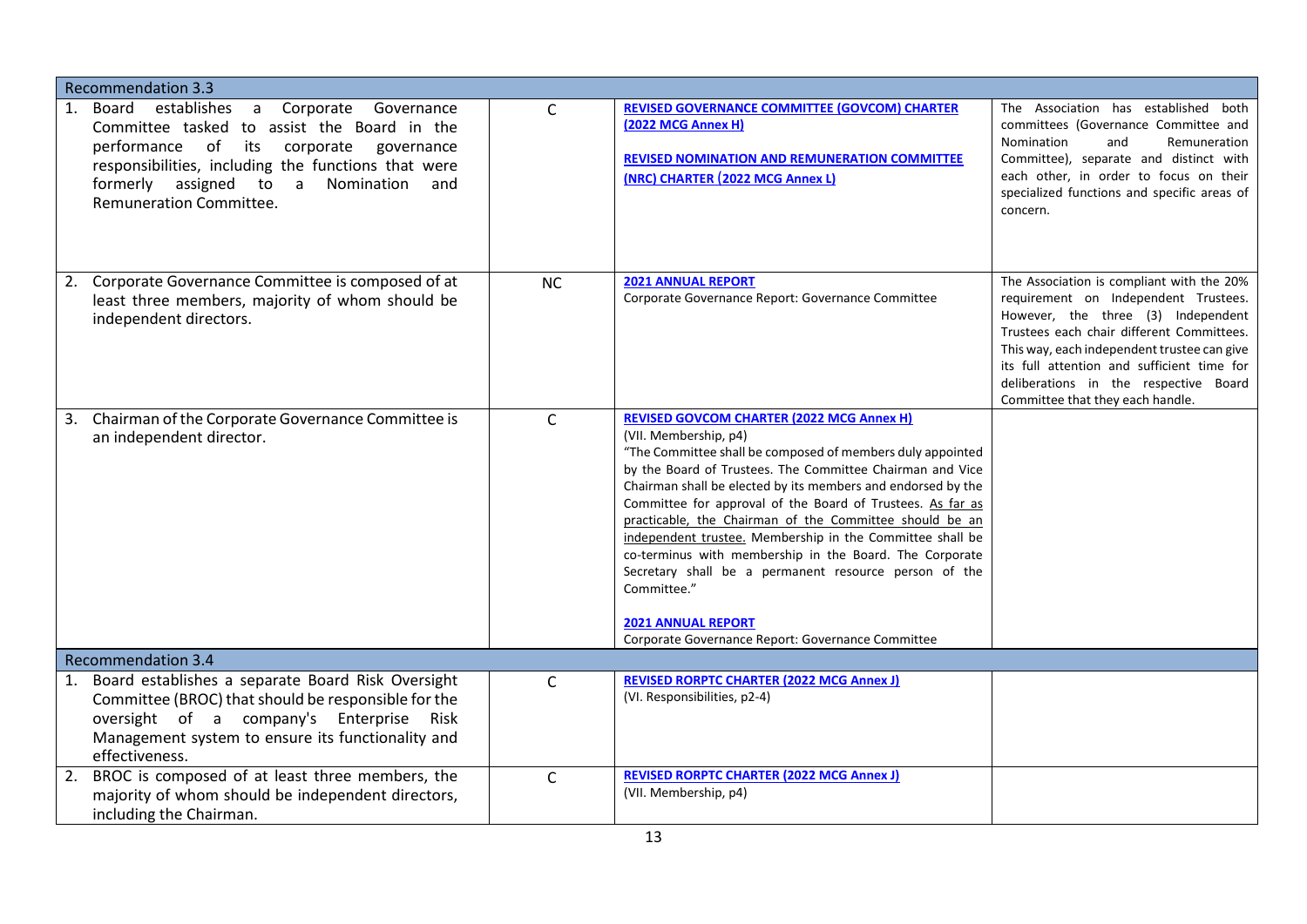| | | | |
|---|---|---|---|
| **Recommendation 3.3** | | | |
| 1. Board establishes a Corporate Governance Committee tasked to assist the Board in the performance of its corporate governance responsibilities, including the functions that were formerly assigned to a Nomination and Remuneration Committee. | C | **REVISED GOVERNANCE COMMITTEE (GOVCOM) CHARTER (2022 MCG Annex H)**<br><br>**REVISED NOMINATION AND REMUNERATION COMMITTEE (NRC) CHARTER (2022 MCG Annex L)** | The Association has established both committees (Governance Committee and Nomination and Remuneration Committee), separate and distinct with each other, in order to focus on their specialized functions and specific areas of concern. |
| 2. Corporate Governance Committee is composed of at least three members, majority of whom should be independent directors. | NC | **2021 ANNUAL REPORT**<br>Corporate Governance Report: Governance Committee | The Association is compliant with the 20% requirement on Independent Trustees. However, the three (3) Independent Trustees each chair different Committees. This way, each independent trustee can give its full attention and sufficient time for deliberations in the respective Board Committee that they each handle. |
| 3. Chairman of the Corporate Governance Committee is an independent director. | C | **REVISED GOVCOM CHARTER (2022 MCG Annex H)**<br>(VII. Membership, p4)<br>"The Committee shall be composed of members duly appointed by the Board of Trustees. The Committee Chairman and Vice Chairman shall be elected by its members and endorsed by the Committee for approval of the Board of Trustees. As far as practicable, the Chairman of the Committee should be an independent trustee. Membership in the Committee shall be co-terminus with membership in the Board. The Corporate Secretary shall be a permanent resource person of the Committee."<br><br>**2021 ANNUAL REPORT**<br>Corporate Governance Report: Governance Committee | |
| **Recommendation 3.4** | | | |
| 1. Board establishes a separate Board Risk Oversight Committee (BROC) that should be responsible for the oversight of a company's Enterprise Risk Management system to ensure its functionality and effectiveness. | C | **REVISED RORPTC CHARTER (2022 MCG Annex J)**<br>(VI. Responsibilities, p2-4) | |
| 2. BROC is composed of at least three members, the majority of whom should be independent directors, including the Chairman. | C | **REVISED RORPTC CHARTER (2022 MCG Annex J)**<br>(VII. Membership, p4) | |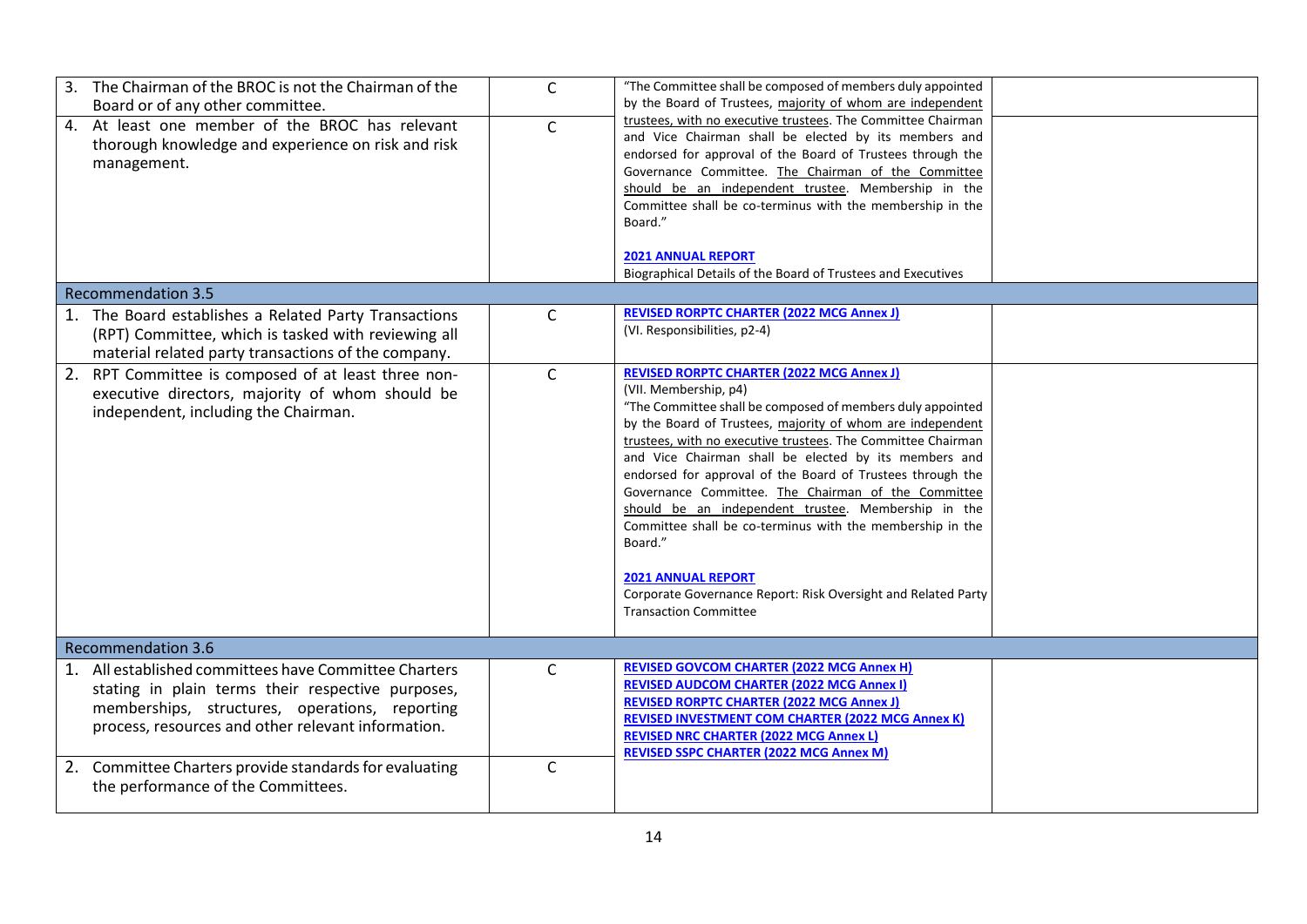| | | | |
|---|---|---|---|
| 3. The Chairman of the BROC is not the Chairman of the Board or of any other committee. | C | "The Committee shall be composed of members duly appointed by the Board of Trustees, majority of whom are independent trustees, with no executive trustees. The Committee Chairman and Vice Chairman shall be elected by its members and endorsed for approval of the Board of Trustees through the Governance Committee. The Chairman of the Committee should be an independent trustee. Membership in the Committee shall be co-terminus with the membership in the Board."<br><br>**2021 ANNUAL REPORT**<br>Biographical Details of the Board of Trustees and Executives | |
| 4. At least one member of the BROC has relevant thorough knowledge and experience on risk and risk management. | C | | |
| **Recommendation 3.5** | | | |
| 1. The Board establishes a Related Party Transactions (RPT) Committee, which is tasked with reviewing all material related party transactions of the company. | C | **REVISED RORPTC CHARTER (2022 MCG Annex J)**<br>(VI. Responsibilities, p2-4) | |
| 2. RPT Committee is composed of at least three non-executive directors, majority of whom should be independent, including the Chairman. | C | **REVISED RORPTC CHARTER (2022 MCG Annex J)**<br>(VII. Membership, p4)<br>"The Committee shall be composed of members duly appointed by the Board of Trustees, majority of whom are independent trustees, with no executive trustees. The Committee Chairman and Vice Chairman shall be elected by its members and endorsed for approval of the Board of Trustees through the Governance Committee. The Chairman of the Committee should be an independent trustee. Membership in the Committee shall be co-terminus with the membership in the Board."<br><br>**2021 ANNUAL REPORT**<br>Corporate Governance Report: Risk Oversight and Related Party Transaction Committee | |
| **Recommendation 3.6** | | | |
| 1. All established committees have Committee Charters stating in plain terms their respective purposes, memberships, structures, operations, reporting process, resources and other relevant information. | C | **REVISED GOVCOM CHARTER (2022 MCG Annex H)**<br>**REVISED AUDCOM CHARTER (2022 MCG Annex I)**<br>**REVISED RORPTC CHARTER (2022 MCG Annex J)**<br>**REVISED INVESTMENT COM CHARTER (2022 MCG Annex K)**<br>**REVISED NRC CHARTER (2022 MCG Annex L)**<br>**REVISED SSPC CHARTER (2022 MCG Annex M)** | |
| 2. Committee Charters provide standards for evaluating the performance of the Committees. | C | | |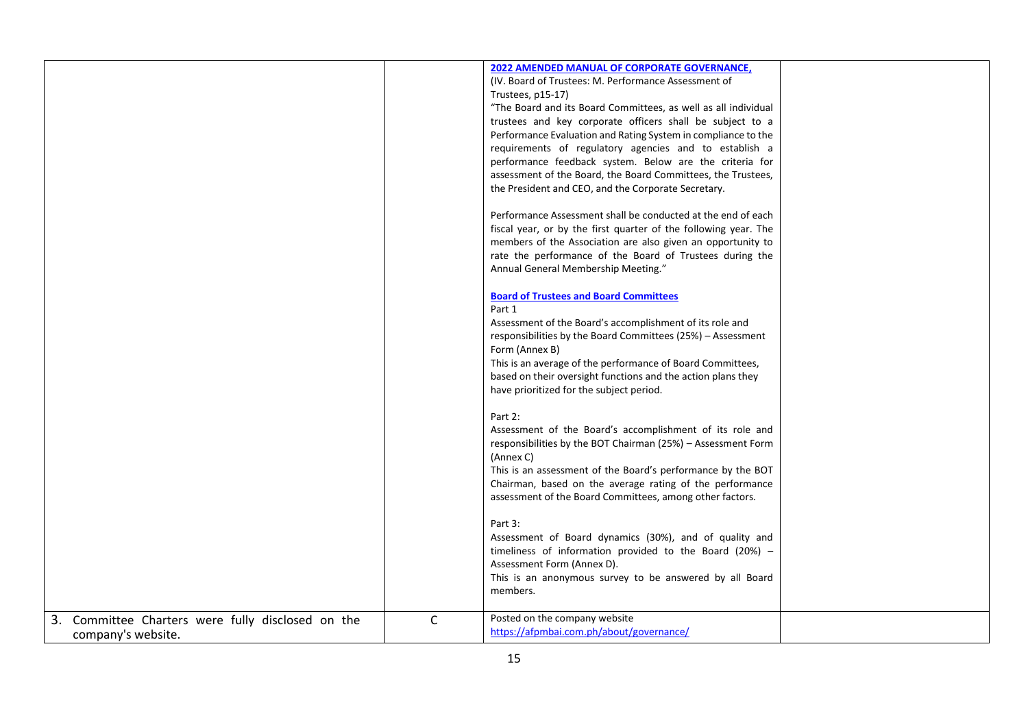| | | | |
|---|---|---|---|
| | | **2022 AMENDED MANUAL OF CORPORATE GOVERNANCE,**<br>(IV. Board of Trustees: M. Performance Assessment of Trustees, p15-17)<br>"The Board and its Board Committees, as well as all individual trustees and key corporate officers shall be subject to a Performance Evaluation and Rating System in compliance to the requirements of regulatory agencies and to establish a performance feedback system. Below are the criteria for assessment of the Board, the Board Committees, the Trustees, the President and CEO, and the Corporate Secretary.<br><br>Performance Assessment shall be conducted at the end of each fiscal year, or by the first quarter of the following year. The members of the Association are also given an opportunity to rate the performance of the Board of Trustees during the Annual General Membership Meeting."<br><br>**Board of Trustees and Board Committees**<br>Part 1<br>Assessment of the Board's accomplishment of its role and responsibilities by the Board Committees (25%) – Assessment Form (Annex B)<br>This is an average of the performance of Board Committees, based on their oversight functions and the action plans they have prioritized for the subject period.<br><br>Part 2:<br>Assessment of the Board's accomplishment of its role and responsibilities by the BOT Chairman (25%) – Assessment Form (Annex C)<br>This is an assessment of the Board's performance by the BOT Chairman, based on the average rating of the performance assessment of the Board Committees, among other factors.<br><br>Part 3:<br>Assessment of Board dynamics (30%), and of quality and timeliness of information provided to the Board (20%) – Assessment Form (Annex D).<br>This is an anonymous survey to be answered by all Board members. | |
| 3. Committee Charters were fully disclosed on the company's website. | C | Posted on the company website<br>https://afpmbai.com.ph/about/governance/ | |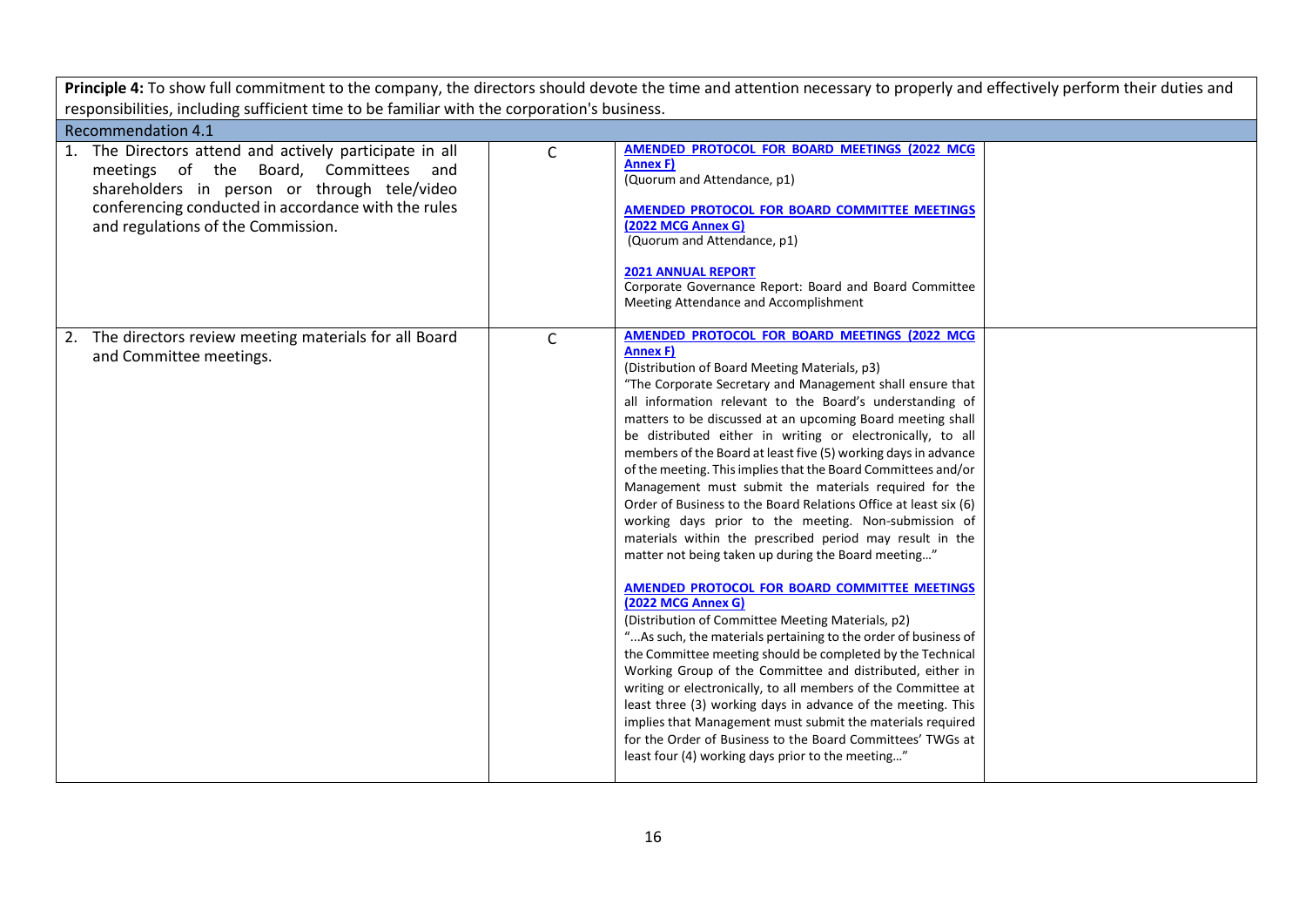| **Principle 4:** To show full commitment to the company, the directors should devote the time and attention necessary to properly and effectively perform their duties and responsibilities, including sufficient time to be familiar with the corporation's business. | | | |
|---|---|---|---|
| Recommendation 4.1 | | | |
| 1. The Directors attend and actively participate in all meetings of the Board, Committees and shareholders in person or through tele/video conferencing conducted in accordance with the rules and regulations of the Commission. | C | **AMENDED PROTOCOL FOR BOARD MEETINGS (2022 MCG Annex F)**<br>(Quorum and Attendance, p1)<br><br>**AMENDED PROTOCOL FOR BOARD COMMITTEE MEETINGS (2022 MCG Annex G)**<br>(Quorum and Attendance, p1)<br><br>**2021 ANNUAL REPORT**<br>Corporate Governance Report: Board and Board Committee Meeting Attendance and Accomplishment | |
| 2. The directors review meeting materials for all Board and Committee meetings. | C | **AMENDED PROTOCOL FOR BOARD MEETINGS (2022 MCG Annex F)**<br>(Distribution of Board Meeting Materials, p3)<br>"The Corporate Secretary and Management shall ensure that all information relevant to the Board's understanding of matters to be discussed at an upcoming Board meeting shall be distributed either in writing or electronically, to all members of the Board at least five (5) working days in advance of the meeting. This implies that the Board Committees and/or Management must submit the materials required for the Order of Business to the Board Relations Office at least six (6) working days prior to the meeting. Non-submission of materials within the prescribed period may result in the matter not being taken up during the Board meeting…"<br><br>**AMENDED PROTOCOL FOR BOARD COMMITTEE MEETINGS (2022 MCG Annex G)**<br>(Distribution of Committee Meeting Materials, p2)<br>"...As such, the materials pertaining to the order of business of the Committee meeting should be completed by the Technical Working Group of the Committee and distributed, either in writing or electronically, to all members of the Committee at least three (3) working days in advance of the meeting. This implies that Management must submit the materials required for the Order of Business to the Board Committees' TWGs at least four (4) working days prior to the meeting…" | |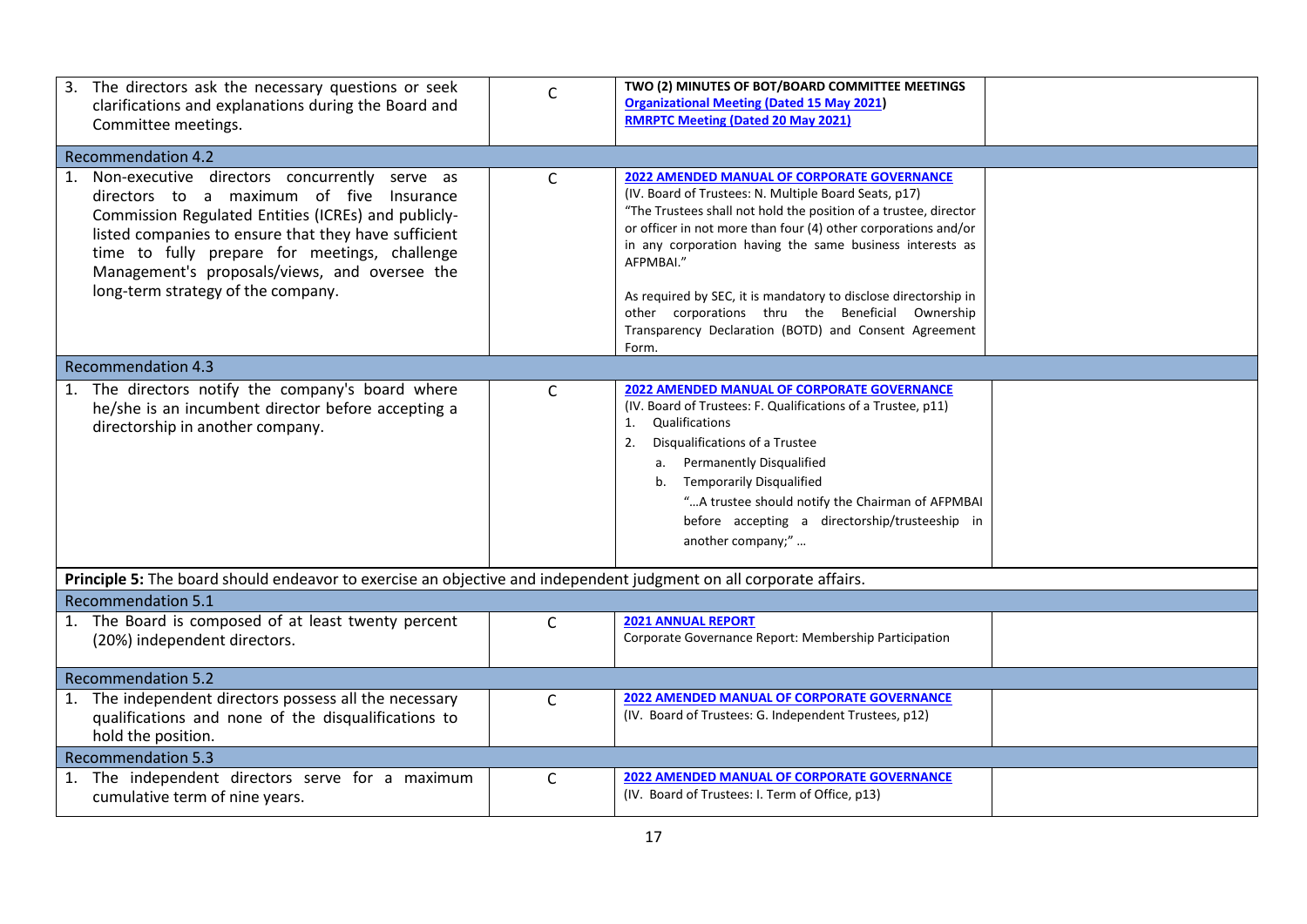| | | | |
|---|---|---|---|
| 3. The directors ask the necessary questions or seek clarifications and explanations during the Board and Committee meetings. | C | **TWO (2) MINUTES OF BOT/BOARD COMMITTEE MEETINGS**<br>**Organizational Meeting (Dated 15 May 2021)**<br>**RMRPTC Meeting (Dated 20 May 2021)** | |
| Recommendation 4.2 | | | |
| 1. Non-executive directors concurrently serve as directors to a maximum of five Insurance Commission Regulated Entities (ICREs) and publicly-listed companies to ensure that they have sufficient time to fully prepare for meetings, challenge Management's proposals/views, and oversee the long-term strategy of the company. | C | **2022 AMENDED MANUAL OF CORPORATE GOVERNANCE**<br>(IV. Board of Trustees: N. Multiple Board Seats, p17)<br>"The Trustees shall not hold the position of a trustee, director or officer in not more than four (4) other corporations and/or in any corporation having the same business interests as AFPMBAI."<br><br>As required by SEC, it is mandatory to disclose directorship in other corporations thru the Beneficial Ownership Transparency Declaration (BOTD) and Consent Agreement Form. | |
| Recommendation 4.3 | | | |
| 1. The directors notify the company's board where he/she is an incumbent director before accepting a directorship in another company. | C | **2022 AMENDED MANUAL OF CORPORATE GOVERNANCE**<br>(IV. Board of Trustees: F. Qualifications of a Trustee, p11)<br>1. Qualifications<br>2. Disqualifications of a Trustee<br>a. Permanently Disqualified<br>b. Temporarily Disqualified<br>"…A trustee should notify the Chairman of AFPMBAI before accepting a directorship/trusteeship in another company;" … | |
| **Principle 5:** The board should endeavor to exercise an objective and independent judgment on all corporate affairs. | | | |
| Recommendation 5.1 | | | |
| 1. The Board is composed of at least twenty percent (20%) independent directors. | C | **2021 ANNUAL REPORT**<br>Corporate Governance Report: Membership Participation | |
| Recommendation 5.2 | | | |
| 1. The independent directors possess all the necessary qualifications and none of the disqualifications to hold the position. | C | **2022 AMENDED MANUAL OF CORPORATE GOVERNANCE**<br>(IV. Board of Trustees: G. Independent Trustees, p12) | |
| Recommendation 5.3 | | | |
| 1. The independent directors serve for a maximum cumulative term of nine years. | C | **2022 AMENDED MANUAL OF CORPORATE GOVERNANCE**<br>(IV. Board of Trustees: I. Term of Office, p13) | |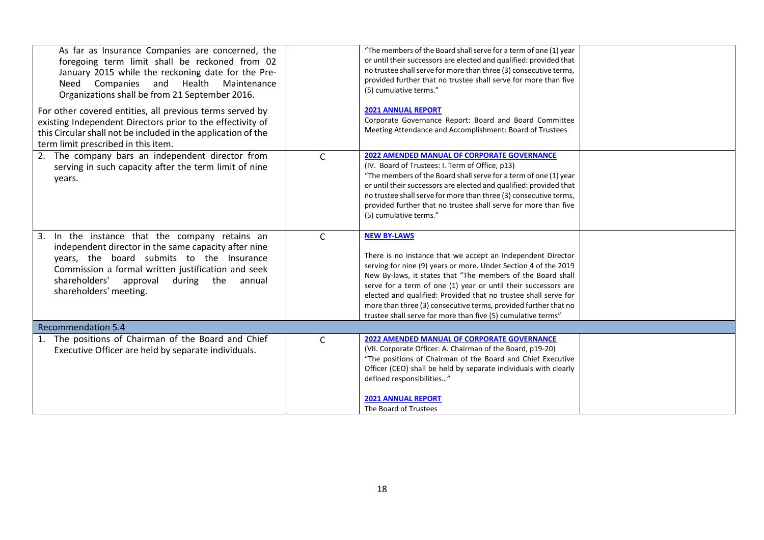| | | | |
|---|---|---|---|
| As far as Insurance Companies are concerned, the foregoing term limit shall be reckoned from 02 January 2015 while the reckoning date for the Pre-Need Companies and Health Maintenance Organizations shall be from 21 September 2016.<br><br>For other covered entities, all previous terms served by existing Independent Directors prior to the effectivity of this Circular shall not be included in the application of the term limit prescribed in this item. | | "The members of the Board shall serve for a term of one (1) year or until their successors are elected and qualified: provided that no trustee shall serve for more than three (3) consecutive terms, provided further that no trustee shall serve for more than five (5) cumulative terms."<br><br>**2021 ANNUAL REPORT**<br>Corporate Governance Report: Board and Board Committee Meeting Attendance and Accomplishment: Board of Trustees | |
| 2. The company bars an independent director from serving in such capacity after the term limit of nine years. | C | **2022 AMENDED MANUAL OF CORPORATE GOVERNANCE**<br>(IV. Board of Trustees: I. Term of Office, p13)<br>"The members of the Board shall serve for a term of one (1) year or until their successors are elected and qualified: provided that no trustee shall serve for more than three (3) consecutive terms, provided further that no trustee shall serve for more than five (5) cumulative terms." | |
| 3. In the instance that the company retains an independent director in the same capacity after nine years, the board submits to the Insurance Commission a formal written justification and seek shareholders' approval during the annual shareholders' meeting. | C | **NEW BY-LAWS**<br><br>There is no instance that we accept an Independent Director serving for nine (9) years or more. Under Section 4 of the 2019 New By-laws, it states that "The members of the Board shall serve for a term of one (1) year or until their successors are elected and qualified: Provided that no trustee shall serve for more than three (3) consecutive terms, provided further that no trustee shall serve for more than five (5) cumulative terms" | |
| **Recommendation 5.4** | | | |
| 1. The positions of Chairman of the Board and Chief Executive Officer are held by separate individuals. | C | **2022 AMENDED MANUAL OF CORPORATE GOVERNANCE**<br>(VII. Corporate Officer: A. Chairman of the Board, p19-20)<br>"The positions of Chairman of the Board and Chief Executive Officer (CEO) shall be held by separate individuals with clearly defined responsibilities…"<br><br>**2021 ANNUAL REPORT**<br>The Board of Trustees | |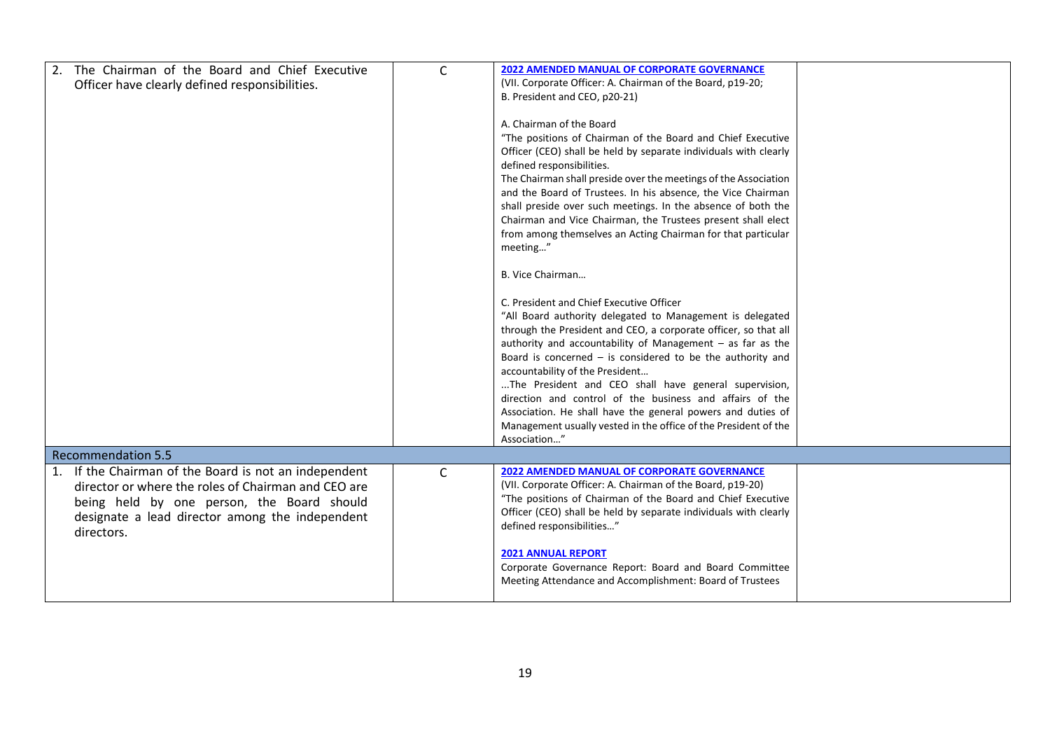| | | | |
|---|---|---|---|
| 2. The Chairman of the Board and Chief Executive Officer have clearly defined responsibilities. | C | **2022 AMENDED MANUAL OF CORPORATE GOVERNANCE**<br>(VII. Corporate Officer: A. Chairman of the Board, p19-20; B. President and CEO, p20-21)<br><br>A. Chairman of the Board<br>"The positions of Chairman of the Board and Chief Executive Officer (CEO) shall be held by separate individuals with clearly defined responsibilities.<br>The Chairman shall preside over the meetings of the Association and the Board of Trustees. In his absence, the Vice Chairman shall preside over such meetings. In the absence of both the Chairman and Vice Chairman, the Trustees present shall elect from among themselves an Acting Chairman for that particular meeting…"<br><br>B. Vice Chairman…<br><br>C. President and Chief Executive Officer<br>"All Board authority delegated to Management is delegated through the President and CEO, a corporate officer, so that all authority and accountability of Management – as far as the Board is concerned – is considered to be the authority and accountability of the President…<br>…The President and CEO shall have general supervision, direction and control of the business and affairs of the Association. He shall have the general powers and duties of Management usually vested in the office of the President of the Association…" | |
| **Recommendation 5.5** | | | |
| 1. If the Chairman of the Board is not an independent director or where the roles of Chairman and CEO are being held by one person, the Board should designate a lead director among the independent directors. | C | **2022 AMENDED MANUAL OF CORPORATE GOVERNANCE**<br>(VII. Corporate Officer: A. Chairman of the Board, p19-20)<br>"The positions of Chairman of the Board and Chief Executive Officer (CEO) shall be held by separate individuals with clearly defined responsibilities…"<br><br>**2021 ANNUAL REPORT**<br>Corporate Governance Report: Board and Board Committee Meeting Attendance and Accomplishment: Board of Trustees | |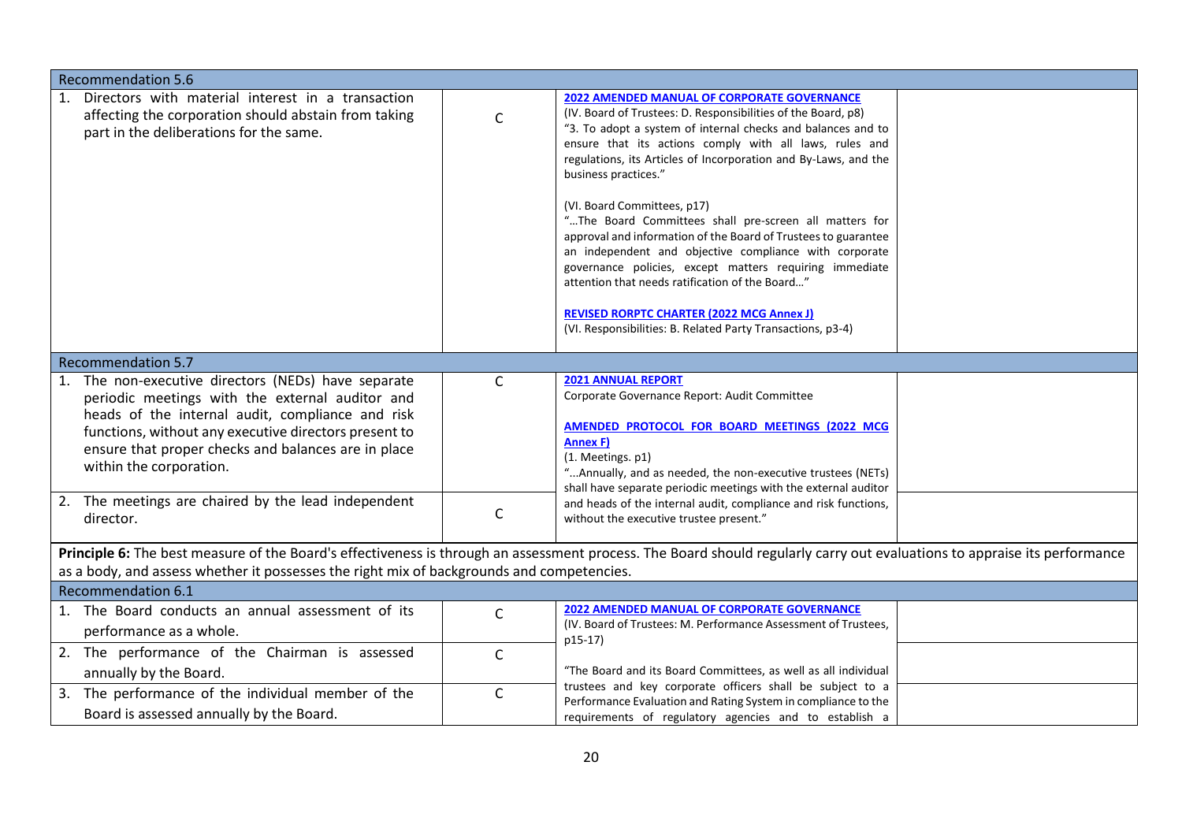| | | | |
|---|---|---|---|
| **Recommendation 5.6** | | | |
| 1. Directors with material interest in a transaction affecting the corporation should abstain from taking part in the deliberations for the same. | C | **2022 AMENDED MANUAL OF CORPORATE GOVERNANCE**<br>(IV. Board of Trustees: D. Responsibilities of the Board, p8)<br>"3. To adopt a system of internal checks and balances and to ensure that its actions comply with all laws, rules and regulations, its Articles of Incorporation and By-Laws, and the business practices."<br><br>(VI. Board Committees, p17)<br>"…The Board Committees shall pre-screen all matters for approval and information of the Board of Trustees to guarantee an independent and objective compliance with corporate governance policies, except matters requiring immediate attention that needs ratification of the Board…"<br><br>**REVISED RORPTC CHARTER (2022 MCG Annex J)**<br>(VI. Responsibilities: B. Related Party Transactions, p3-4) | |
| **Recommendation 5.7** | | | |
| 1. The non-executive directors (NEDs) have separate periodic meetings with the external auditor and heads of the internal audit, compliance and risk functions, without any executive directors present to ensure that proper checks and balances are in place within the corporation. | C | **2021 ANNUAL REPORT**<br>Corporate Governance Report: Audit Committee<br><br>**AMENDED PROTOCOL FOR BOARD MEETINGS (2022 MCG Annex F)**<br>(1. Meetings. p1)<br>"...Annually, and as needed, the non-executive trustees (NETs) shall have separate periodic meetings with the external auditor and heads of the internal audit, compliance and risk functions, without the executive trustee present." | |
| 2. The meetings are chaired by the lead independent director. | C | | |
| **Principle 6:** The best measure of the Board's effectiveness is through an assessment process. The Board should regularly carry out evaluations to appraise its performance as a body, and assess whether it possesses the right mix of backgrounds and competencies. | | | |
| **Recommendation 6.1** | | | |
| 1. The Board conducts an annual assessment of its performance as a whole. | C | **2022 AMENDED MANUAL OF CORPORATE GOVERNANCE**<br>(IV. Board of Trustees: M. Performance Assessment of Trustees, p15-17)<br><br>"The Board and its Board Committees, as well as all individual trustees and key corporate officers shall be subject to a Performance Evaluation and Rating System in compliance to the requirements of regulatory agencies and to establish a | |
| 2. The performance of the Chairman is assessed annually by the Board. | C | | |
| 3. The performance of the individual member of the Board is assessed annually by the Board. | C | | |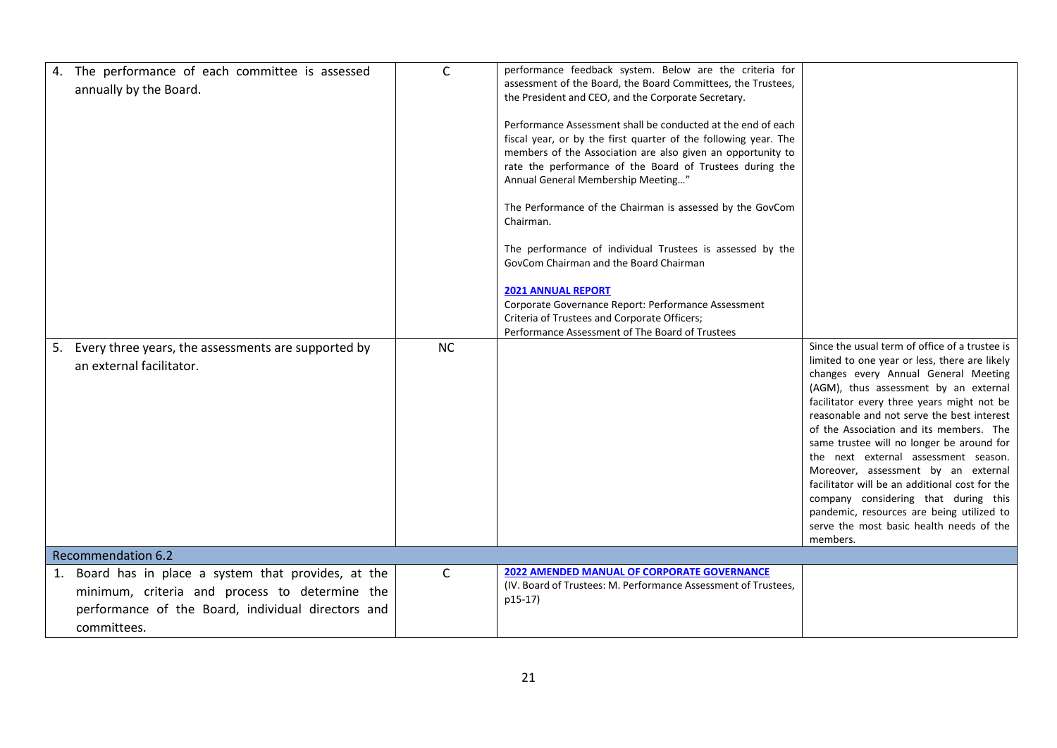| | | | |
|---|---|---|---|
| 4. The performance of each committee is assessed annually by the Board. | C | performance feedback system. Below are the criteria for assessment of the Board, the Board Committees, the Trustees, the President and CEO, and the Corporate Secretary.<br><br>Performance Assessment shall be conducted at the end of each fiscal year, or by the first quarter of the following year. The members of the Association are also given an opportunity to rate the performance of the Board of Trustees during the Annual General Membership Meeting…"<br><br>The Performance of the Chairman is assessed by the GovCom Chairman.<br><br>The performance of individual Trustees is assessed by the GovCom Chairman and the Board Chairman<br><br>**2021 ANNUAL REPORT**<br>Corporate Governance Report: Performance Assessment Criteria of Trustees and Corporate Officers;<br>Performance Assessment of The Board of Trustees | |
| 5. Every three years, the assessments are supported by an external facilitator. | NC | | Since the usual term of office of a trustee is limited to one year or less, there are likely changes every Annual General Meeting (AGM), thus assessment by an external facilitator every three years might not be reasonable and not serve the best interest of the Association and its members. The same trustee will no longer be around for the next external assessment season. Moreover, assessment by an external facilitator will be an additional cost for the company considering that during this pandemic, resources are being utilized to serve the most basic health needs of the members. |
| **Recommendation 6.2** | | | |
| 1. Board has in place a system that provides, at the minimum, criteria and process to determine the performance of the Board, individual directors and committees. | C | **2022 AMENDED MANUAL OF CORPORATE GOVERNANCE**<br>(IV. Board of Trustees: M. Performance Assessment of Trustees, p15-17) | |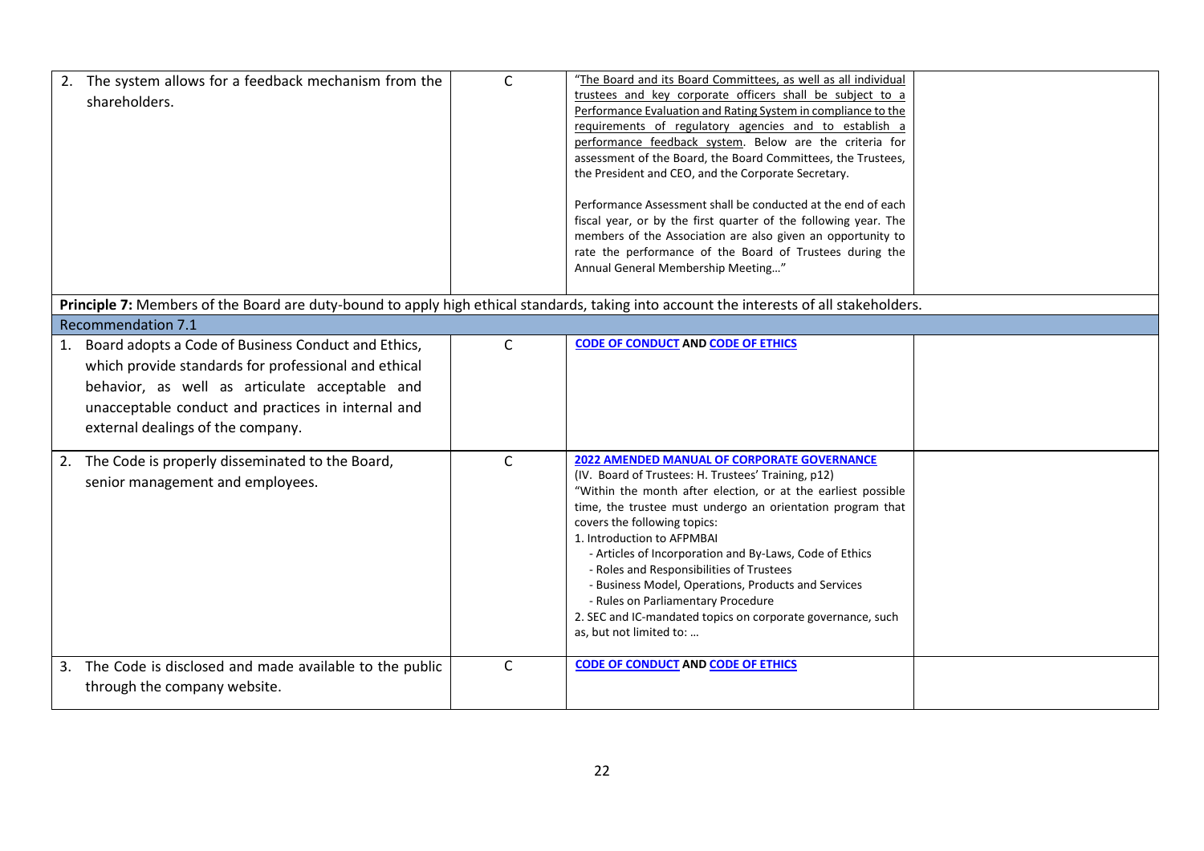| | | | |
|---|---|---|---|
| 2. The system allows for a feedback mechanism from the shareholders. | C | "The Board and its Board Committees, as well as all individual trustees and key corporate officers shall be subject to a Performance Evaluation and Rating System in compliance to the requirements of regulatory agencies and to establish a performance feedback system. Below are the criteria for assessment of the Board, the Board Committees, the Trustees, the President and CEO, and the Corporate Secretary.<br><br>Performance Assessment shall be conducted at the end of each fiscal year, or by the first quarter of the following year. The members of the Association are also given an opportunity to rate the performance of the Board of Trustees during the Annual General Membership Meeting…" | |
| **Principle 7:** Members of the Board are duty-bound to apply high ethical standards, taking into account the interests of all stakeholders. | | | |
| Recommendation 7.1 | | | |
| 1. Board adopts a Code of Business Conduct and Ethics, which provide standards for professional and ethical behavior, as well as articulate acceptable and unacceptable conduct and practices in internal and external dealings of the company. | C | **CODE OF CONDUCT AND CODE OF ETHICS** | |
| 2. The Code is properly disseminated to the Board, senior management and employees. | C | **2022 AMENDED MANUAL OF CORPORATE GOVERNANCE**<br>(IV. Board of Trustees: H. Trustees' Training, p12)<br>"Within the month after election, or at the earliest possible time, the trustee must undergo an orientation program that covers the following topics:<br>1. Introduction to AFPMBAI<br>- Articles of Incorporation and By-Laws, Code of Ethics<br>- Roles and Responsibilities of Trustees<br>- Business Model, Operations, Products and Services<br>- Rules on Parliamentary Procedure<br>2. SEC and IC-mandated topics on corporate governance, such as, but not limited to: … | |
| 3. The Code is disclosed and made available to the public through the company website. | C | **CODE OF CONDUCT AND CODE OF ETHICS** | |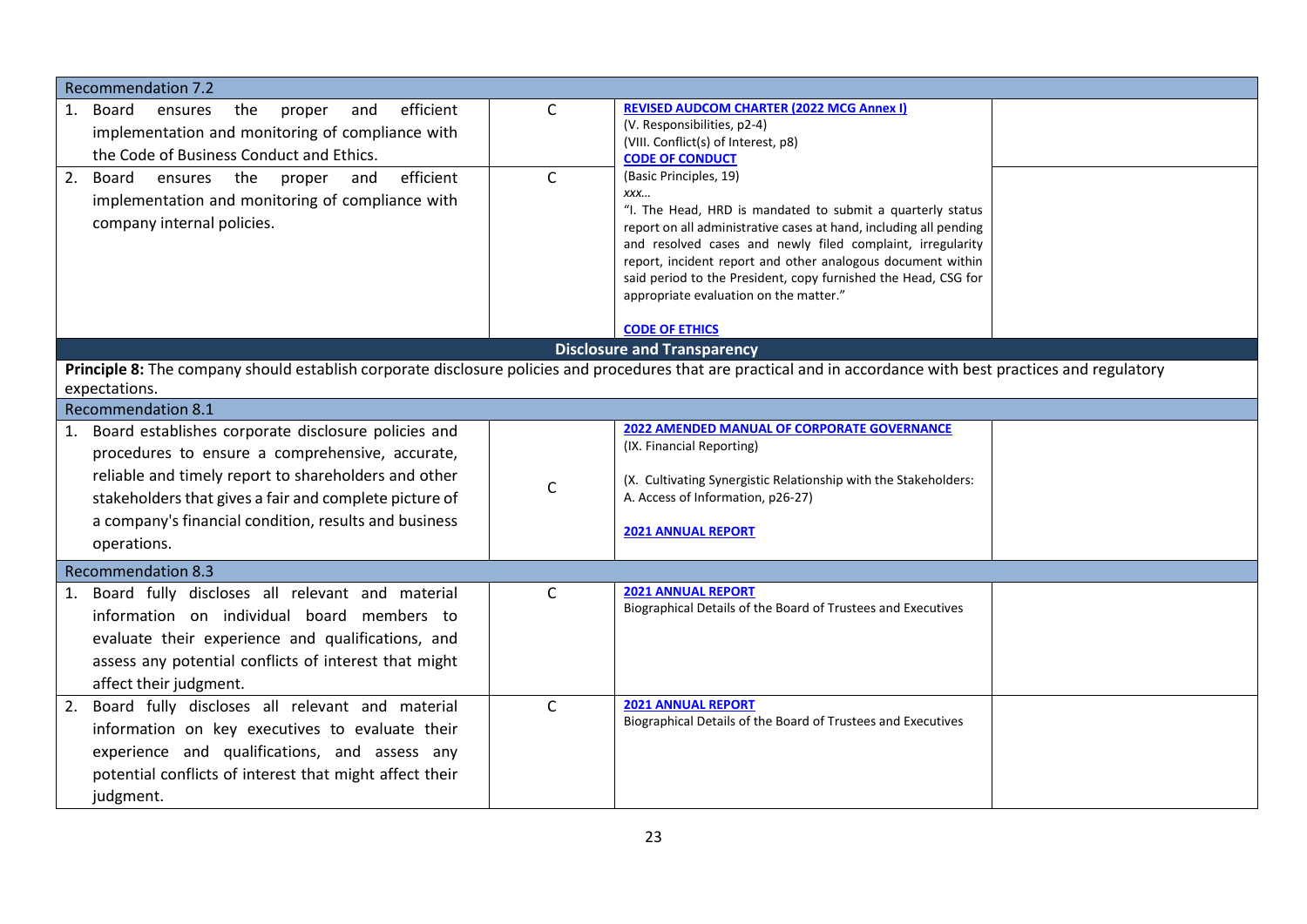| Recommendation 7.2 | | | |
|---|---|---|---|
| 1. Board ensures the proper and efficient implementation and monitoring of compliance with the Code of Business Conduct and Ethics. | C | **REVISED AUDCOM CHARTER (2022 MCG Annex I)**<br>(V. Responsibilities, p2-4)<br>(VIII. Conflict(s) of Interest, p8)<br>**CODE OF CONDUCT**<br>(Basic Principles, 19)<br>*xxx…*<br>"I. The Head, HRD is mandated to submit a quarterly status report on all administrative cases at hand, including all pending and resolved cases and newly filed complaint, irregularity report, incident report and other analogous document within said period to the President, copy furnished the Head, CSG for appropriate evaluation on the matter."<br><br>**CODE OF ETHICS** | |
| 2. Board ensures the proper and efficient implementation and monitoring of compliance with company internal policies. | C | | |
| **Disclosure and Transparency** | | | |
| **Principle 8:** The company should establish corporate disclosure policies and procedures that are practical and in accordance with best practices and regulatory expectations. | | | |
| Recommendation 8.1 | | | |
| 1. Board establishes corporate disclosure policies and procedures to ensure a comprehensive, accurate, reliable and timely report to shareholders and other stakeholders that gives a fair and complete picture of a company's financial condition, results and business operations. | C | **2022 AMENDED MANUAL OF CORPORATE GOVERNANCE**<br>(IX. Financial Reporting)<br><br>(X. Cultivating Synergistic Relationship with the Stakeholders: A. Access of Information, p26-27)<br><br>**2021 ANNUAL REPORT** | |
| Recommendation 8.3 | | | |
| 1. Board fully discloses all relevant and material information on individual board members to evaluate their experience and qualifications, and assess any potential conflicts of interest that might affect their judgment. | C | **2021 ANNUAL REPORT**<br>Biographical Details of the Board of Trustees and Executives | |
| 2. Board fully discloses all relevant and material information on key executives to evaluate their experience and qualifications, and assess any potential conflicts of interest that might affect their judgment. | C | **2021 ANNUAL REPORT**<br>Biographical Details of the Board of Trustees and Executives | |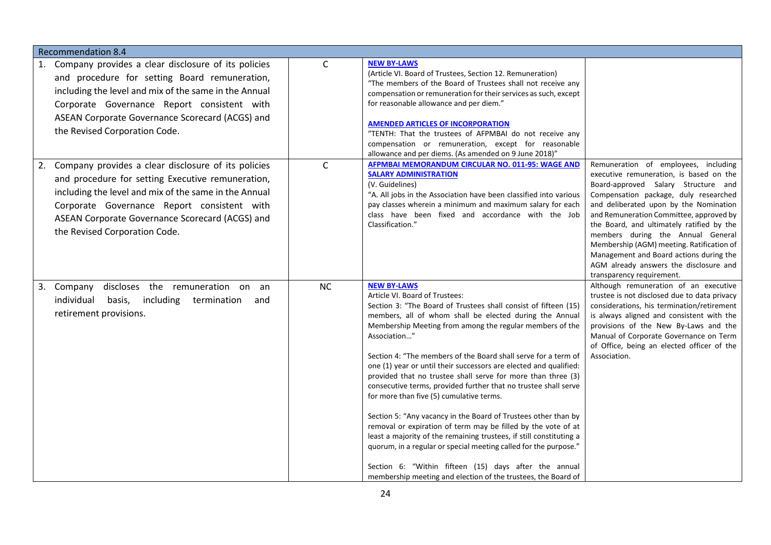| Recommendation 8.4 | | | |
|---|---|---|---|
| 1. Company provides a clear disclosure of its policies and procedure for setting Board remuneration, including the level and mix of the same in the Annual Corporate Governance Report consistent with ASEAN Corporate Governance Scorecard (ACGS) and the Revised Corporation Code. | C | **NEW BY-LAWS**<br>(Article VI. Board of Trustees, Section 12. Remuneration)<br>"The members of the Board of Trustees shall not receive any compensation or remuneration for their services as such, except for reasonable allowance and per diem."<br><br>**AMENDED ARTICLES OF INCORPORATION**<br>"TENTH: That the trustees of AFPMBAI do not receive any compensation or remuneration, except for reasonable allowance and per diems. (As amended on 9 June 2018)" | |
| 2. Company provides a clear disclosure of its policies and procedure for setting Executive remuneration, including the level and mix of the same in the Annual Corporate Governance Report consistent with ASEAN Corporate Governance Scorecard (ACGS) and the Revised Corporation Code. | C | **AFPMBAI MEMORANDUM CIRCULAR NO. 011-95: WAGE AND SALARY ADMINISTRATION**<br>(V. Guidelines)<br>"A. All jobs in the Association have been classified into various pay classes wherein a minimum and maximum salary for each class have been fixed and accordance with the Job Classification." | Remuneration of employees, including executive remuneration, is based on the Board-approved Salary Structure and Compensation package, duly researched and deliberated upon by the Nomination and Remuneration Committee, approved by the Board, and ultimately ratified by the members during the Annual General Membership (AGM) meeting. Ratification of Management and Board actions during the AGM already answers the disclosure and transparency requirement. |
| 3. Company discloses the remuneration on an individual basis, including termination and retirement provisions. | NC | **NEW BY-LAWS**<br>Article VI. Board of Trustees:<br>Section 3: "The Board of Trustees shall consist of fifteen (15) members, all of whom shall be elected during the Annual Membership Meeting from among the regular members of the Association…"<br><br>Section 4: "The members of the Board shall serve for a term of one (1) year or until their successors are elected and qualified: provided that no trustee shall serve for more than three (3) consecutive terms, provided further that no trustee shall serve for more than five (5) cumulative terms.<br><br>Section 5: "Any vacancy in the Board of Trustees other than by removal or expiration of term may be filled by the vote of at least a majority of the remaining trustees, if still constituting a quorum, in a regular or special meeting called for the purpose."<br><br>Section 6: "Within fifteen (15) days after the annual membership meeting and election of the trustees, the Board of | Although remuneration of an executive trustee is not disclosed due to data privacy considerations, his termination/retirement is always aligned and consistent with the provisions of the New By-Laws and the Manual of Corporate Governance on Term of Office, being an elected officer of the Association. |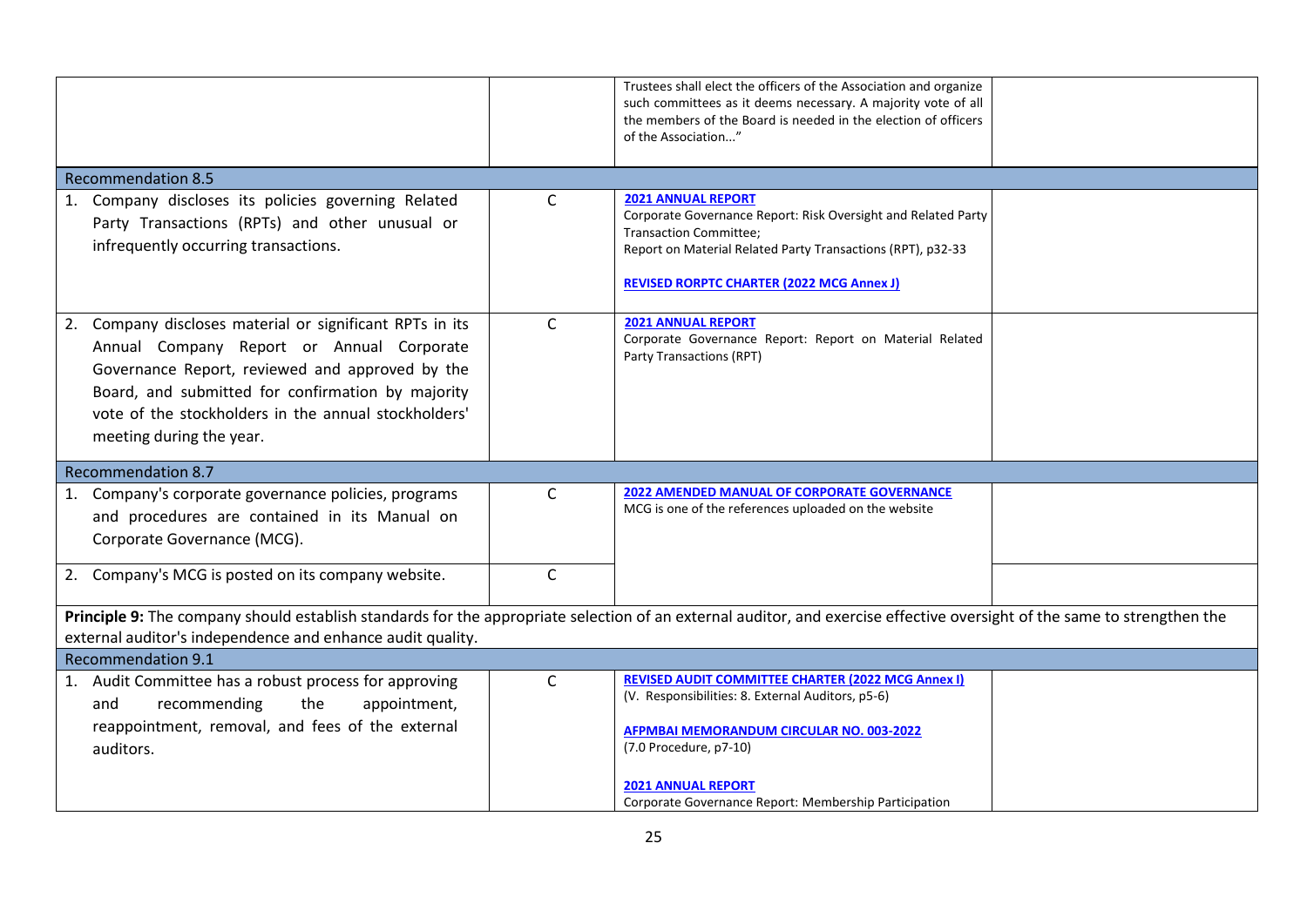| | | | |
|---|---|---|---|
| | | Trustees shall elect the officers of the Association and organize such committees as it deems necessary. A majority vote of all the members of the Board is needed in the election of officers of the Association..." | |
| **Recommendation 8.5** | | | |
| 1. Company discloses its policies governing Related Party Transactions (RPTs) and other unusual or infrequently occurring transactions. | C | **2021 ANNUAL REPORT**<br>Corporate Governance Report: Risk Oversight and Related Party Transaction Committee;<br>Report on Material Related Party Transactions (RPT), p32-33<br><br>**REVISED RORPTC CHARTER (2022 MCG Annex J)** | |
| 2. Company discloses material or significant RPTs in its Annual Company Report or Annual Corporate Governance Report, reviewed and approved by the Board, and submitted for confirmation by majority vote of the stockholders in the annual stockholders' meeting during the year. | C | **2021 ANNUAL REPORT**<br>Corporate Governance Report: Report on Material Related Party Transactions (RPT) | |
| **Recommendation 8.7** | | | |
| 1. Company's corporate governance policies, programs and procedures are contained in its Manual on Corporate Governance (MCG). | C | **2022 AMENDED MANUAL OF CORPORATE GOVERNANCE**<br>MCG is one of the references uploaded on the website | |
| 2. Company's MCG is posted on its company website. | C | | |
| **Principle 9:** The company should establish standards for the appropriate selection of an external auditor, and exercise effective oversight of the same to strengthen the external auditor's independence and enhance audit quality. | | | |
| **Recommendation 9.1** | | | |
| 1. Audit Committee has a robust process for approving and recommending the appointment, reappointment, removal, and fees of the external auditors. | C | **REVISED AUDIT COMMITTEE CHARTER (2022 MCG Annex I)**<br>(V. Responsibilities: 8. External Auditors, p5-6)<br><br>**AFPMBAI MEMORANDUM CIRCULAR NO. 003-2022**<br>(7.0 Procedure, p7-10)<br><br>**2021 ANNUAL REPORT**<br>Corporate Governance Report: Membership Participation | |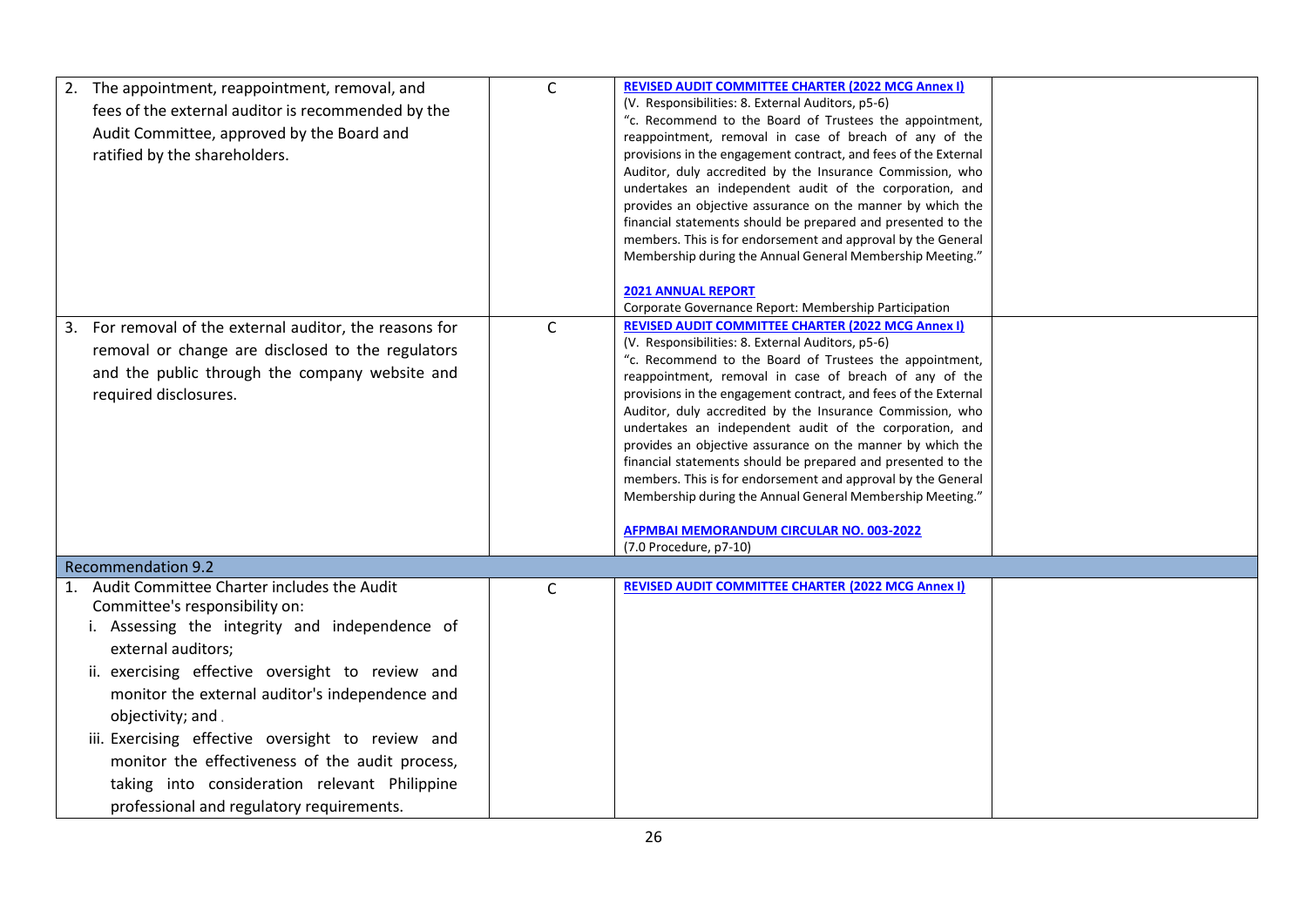| | | | |
|---|---|---|---|
| 2. The appointment, reappointment, removal, and fees of the external auditor is recommended by the Audit Committee, approved by the Board and ratified by the shareholders. | C | **REVISED AUDIT COMMITTEE CHARTER (2022 MCG Annex I)**<br>(V. Responsibilities: 8. External Auditors, p5-6)<br>"c. Recommend to the Board of Trustees the appointment, reappointment, removal in case of breach of any of the provisions in the engagement contract, and fees of the External Auditor, duly accredited by the Insurance Commission, who undertakes an independent audit of the corporation, and provides an objective assurance on the manner by which the financial statements should be prepared and presented to the members. This is for endorsement and approval by the General Membership during the Annual General Membership Meeting."<br><br>**2021 ANNUAL REPORT**<br>Corporate Governance Report: Membership Participation | |
| 3. For removal of the external auditor, the reasons for removal or change are disclosed to the regulators and the public through the company website and required disclosures. | C | **REVISED AUDIT COMMITTEE CHARTER (2022 MCG Annex I)**<br>(V. Responsibilities: 8. External Auditors, p5-6)<br>"c. Recommend to the Board of Trustees the appointment, reappointment, removal in case of breach of any of the provisions in the engagement contract, and fees of the External Auditor, duly accredited by the Insurance Commission, who undertakes an independent audit of the corporation, and provides an objective assurance on the manner by which the financial statements should be prepared and presented to the members. This is for endorsement and approval by the General Membership during the Annual General Membership Meeting."<br><br>**AFPMBAI MEMORANDUM CIRCULAR NO. 003-2022**<br>(7.0 Procedure, p7-10) | |
| **Recommendation 9.2** | | | |
| 1. Audit Committee Charter includes the Audit Committee's responsibility on:<br>i. Assessing the integrity and independence of external auditors;<br>ii. exercising effective oversight to review and monitor the external auditor's independence and objectivity; and<br>iii. Exercising effective oversight to review and monitor the effectiveness of the audit process, taking into consideration relevant Philippine professional and regulatory requirements. | C | **REVISED AUDIT COMMITTEE CHARTER (2022 MCG Annex I)** | |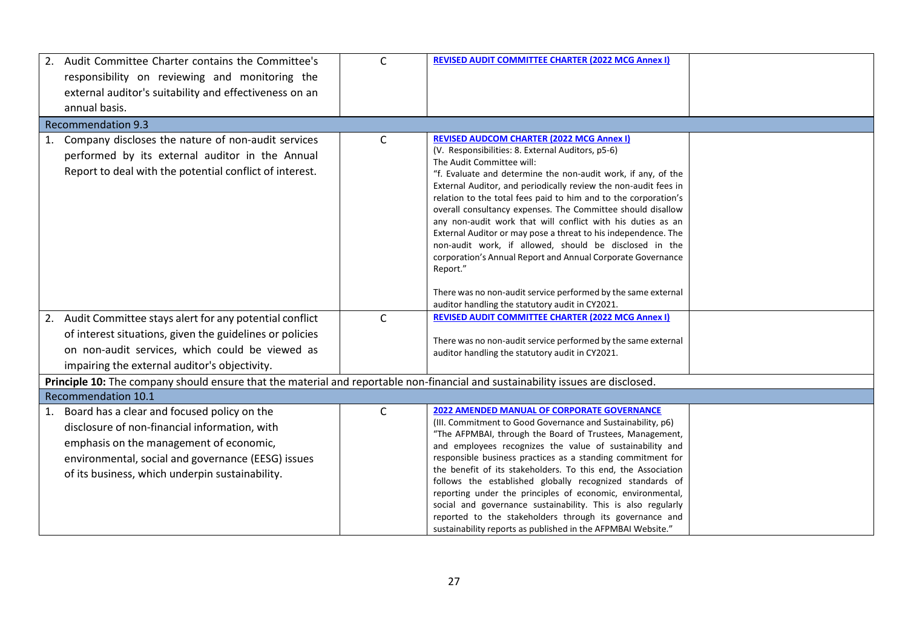| | | | |
|---|---|---|---|
| 2. Audit Committee Charter contains the Committee's responsibility on reviewing and monitoring the external auditor's suitability and effectiveness on an annual basis. | C | **REVISED AUDIT COMMITTEE CHARTER (2022 MCG Annex I)** | |
| Recommendation 9.3 | | | |
| 1. Company discloses the nature of non-audit services performed by its external auditor in the Annual Report to deal with the potential conflict of interest. | C | **REVISED AUDCOM CHARTER (2022 MCG Annex I)**<br>(V. Responsibilities: 8. External Auditors, p5-6)<br>The Audit Committee will:<br>"f. Evaluate and determine the non-audit work, if any, of the External Auditor, and periodically review the non-audit fees in relation to the total fees paid to him and to the corporation's overall consultancy expenses. The Committee should disallow any non-audit work that will conflict with his duties as an External Auditor or may pose a threat to his independence. The non-audit work, if allowed, should be disclosed in the corporation's Annual Report and Annual Corporate Governance Report."<br><br>There was no non-audit service performed by the same external auditor handling the statutory audit in CY2021. | |
| 2. Audit Committee stays alert for any potential conflict of interest situations, given the guidelines or policies on non-audit services, which could be viewed as impairing the external auditor's objectivity. | C | **REVISED AUDIT COMMITTEE CHARTER (2022 MCG Annex I)**<br><br>There was no non-audit service performed by the same external auditor handling the statutory audit in CY2021. | |
| **Principle 10:** The company should ensure that the material and reportable non-financial and sustainability issues are disclosed. | | | |
| Recommendation 10.1 | | | |
| 1. Board has a clear and focused policy on the disclosure of non-financial information, with emphasis on the management of economic, environmental, social and governance (EESG) issues of its business, which underpin sustainability. | C | **2022 AMENDED MANUAL OF CORPORATE GOVERNANCE**<br>(III. Commitment to Good Governance and Sustainability, p6)<br>"The AFPMBAI, through the Board of Trustees, Management, and employees recognizes the value of sustainability and responsible business practices as a standing commitment for the benefit of its stakeholders. To this end, the Association follows the established globally recognized standards of reporting under the principles of economic, environmental, social and governance sustainability. This is also regularly reported to the stakeholders through its governance and sustainability reports as published in the AFPMBAI Website." | |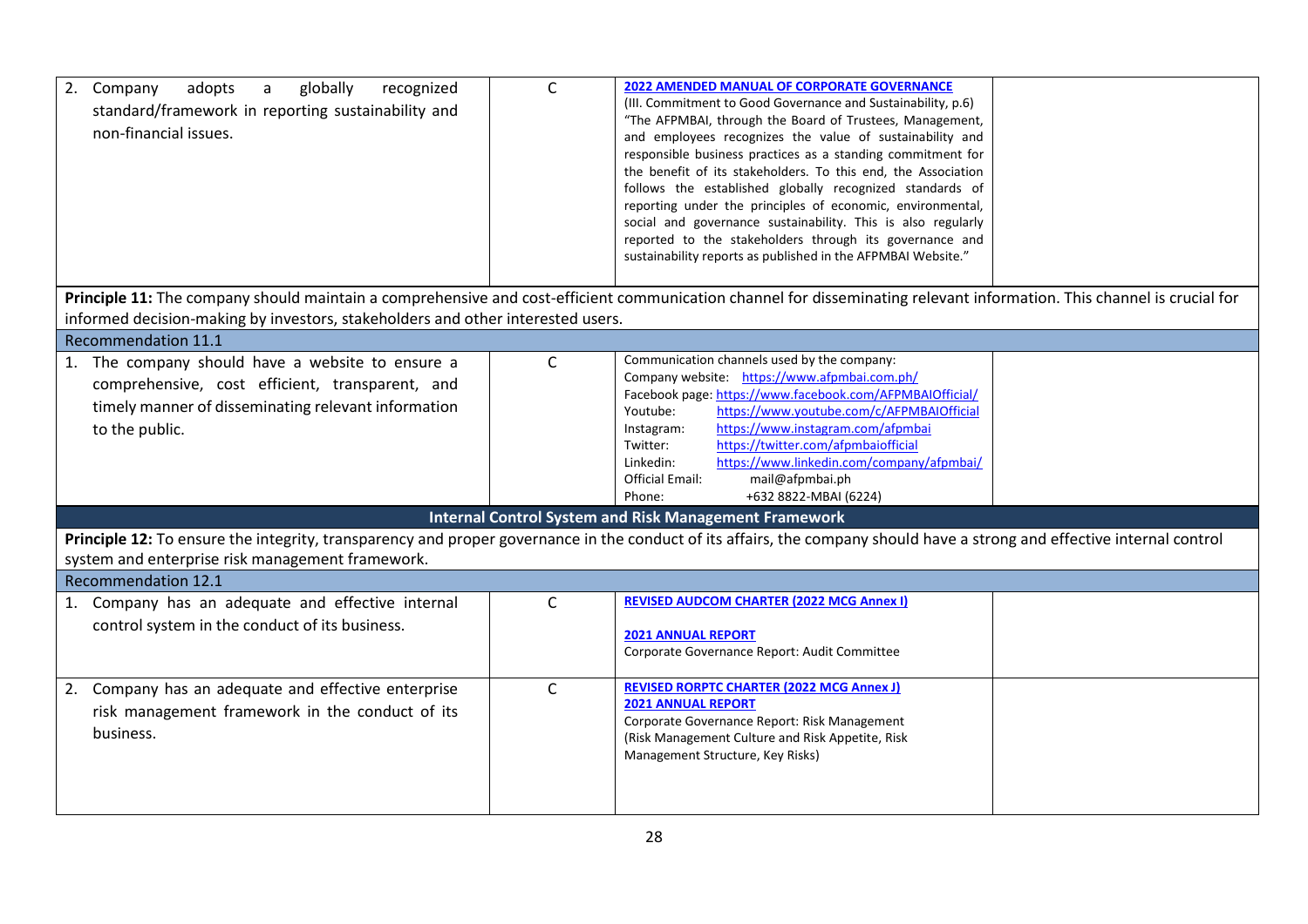| | | | |
|---|---|---|---|
| 2. Company adopts a globally recognized standard/framework in reporting sustainability and non-financial issues. | C | **2022 AMENDED MANUAL OF CORPORATE GOVERNANCE**<br>(III. Commitment to Good Governance and Sustainability, p.6)<br>"The AFPMBAI, through the Board of Trustees, Management, and employees recognizes the value of sustainability and responsible business practices as a standing commitment for the benefit of its stakeholders. To this end, the Association follows the established globally recognized standards of reporting under the principles of economic, environmental, social and governance sustainability. This is also regularly reported to the stakeholders through its governance and sustainability reports as published in the AFPMBAI Website." | |
| **Principle 11:** The company should maintain a comprehensive and cost-efficient communication channel for disseminating relevant information. This channel is crucial for informed decision-making by investors, stakeholders and other interested users. | | | |
| Recommendation 11.1 | | | |
| 1. The company should have a website to ensure a comprehensive, cost efficient, transparent, and timely manner of disseminating relevant information to the public. | C | Communication channels used by the company:<br>Company website: https://www.afpmbai.com.ph/<br>Facebook page: https://www.facebook.com/AFPMBAIOfficial/<br>Youtube: https://www.youtube.com/c/AFPMBAIOfficial<br>Instagram: https://www.instagram.com/afpmbai<br>Twitter: https://twitter.com/afpmbaiofficial<br>Linkedin: https://www.linkedin.com/company/afpmbai/<br>Official Email: mail@afpmbai.ph<br>Phone: +632 8822-MBAI (6224) | |
| **Internal Control System and Risk Management Framework** | | | |
| **Principle 12:** To ensure the integrity, transparency and proper governance in the conduct of its affairs, the company should have a strong and effective internal control system and enterprise risk management framework. | | | |
| Recommendation 12.1 | | | |
| 1. Company has an adequate and effective internal control system in the conduct of its business. | C | **REVISED AUDCOM CHARTER (2022 MCG Annex I)**<br><br>**2021 ANNUAL REPORT**<br>Corporate Governance Report: Audit Committee | |
| 2. Company has an adequate and effective enterprise risk management framework in the conduct of its business. | C | **REVISED RORPTC CHARTER (2022 MCG Annex J)**<br>**2021 ANNUAL REPORT**<br>Corporate Governance Report: Risk Management (Risk Management Culture and Risk Appetite, Risk Management Structure, Key Risks) | |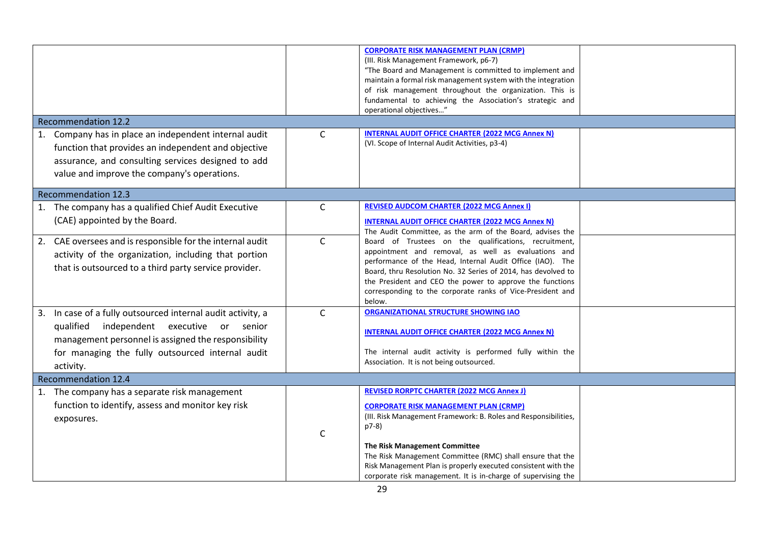| | | | |
|---|---|---|---|
| | | **CORPORATE RISK MANAGEMENT PLAN (CRMP)**<br>(III. Risk Management Framework, p6-7)<br>"The Board and Management is committed to implement and maintain a formal risk management system with the integration of risk management throughout the organization. This is fundamental to achieving the Association's strategic and operational objectives…" | |
| Recommendation 12.2 | | | |
| 1. Company has in place an independent internal audit function that provides an independent and objective assurance, and consulting services designed to add value and improve the company's operations. | C | **INTERNAL AUDIT OFFICE CHARTER (2022 MCG Annex N)**<br>(VI. Scope of Internal Audit Activities, p3-4) | |
| Recommendation 12.3 | | | |
| 1. The company has a qualified Chief Audit Executive (CAE) appointed by the Board. | C | **REVISED AUDCOM CHARTER (2022 MCG Annex I)**<br>**INTERNAL AUDIT OFFICE CHARTER (2022 MCG Annex N)**<br>The Audit Committee, as the arm of the Board, advises the Board of Trustees on the qualifications, recruitment, appointment and removal, as well as evaluations and performance of the Head, Internal Audit Office (IAO). The Board, thru Resolution No. 32 Series of 2014, has devolved to the President and CEO the power to approve the functions corresponding to the corporate ranks of Vice-President and below. | |
| 2. CAE oversees and is responsible for the internal audit activity of the organization, including that portion that is outsourced to a third party service provider. | C | | |
| 3. In case of a fully outsourced internal audit activity, a qualified independent executive or senior management personnel is assigned the responsibility for managing the fully outsourced internal audit activity. | C | **ORGANIZATIONAL STRUCTURE SHOWING IAO**<br>**INTERNAL AUDIT OFFICE CHARTER (2022 MCG Annex N)**<br>The internal audit activity is performed fully within the Association. It is not being outsourced. | |
| Recommendation 12.4 | | | |
| 1. The company has a separate risk management function to identify, assess and monitor key risk exposures. | C | **REVISED RORPTC CHARTER (2022 MCG Annex J)**<br>**CORPORATE RISK MANAGEMENT PLAN (CRMP)**<br>(III. Risk Management Framework: B. Roles and Responsibilities, p7-8)<br>**The Risk Management Committee**<br>The Risk Management Committee (RMC) shall ensure that the Risk Management Plan is properly executed consistent with the corporate risk management. It is in-charge of supervising the | |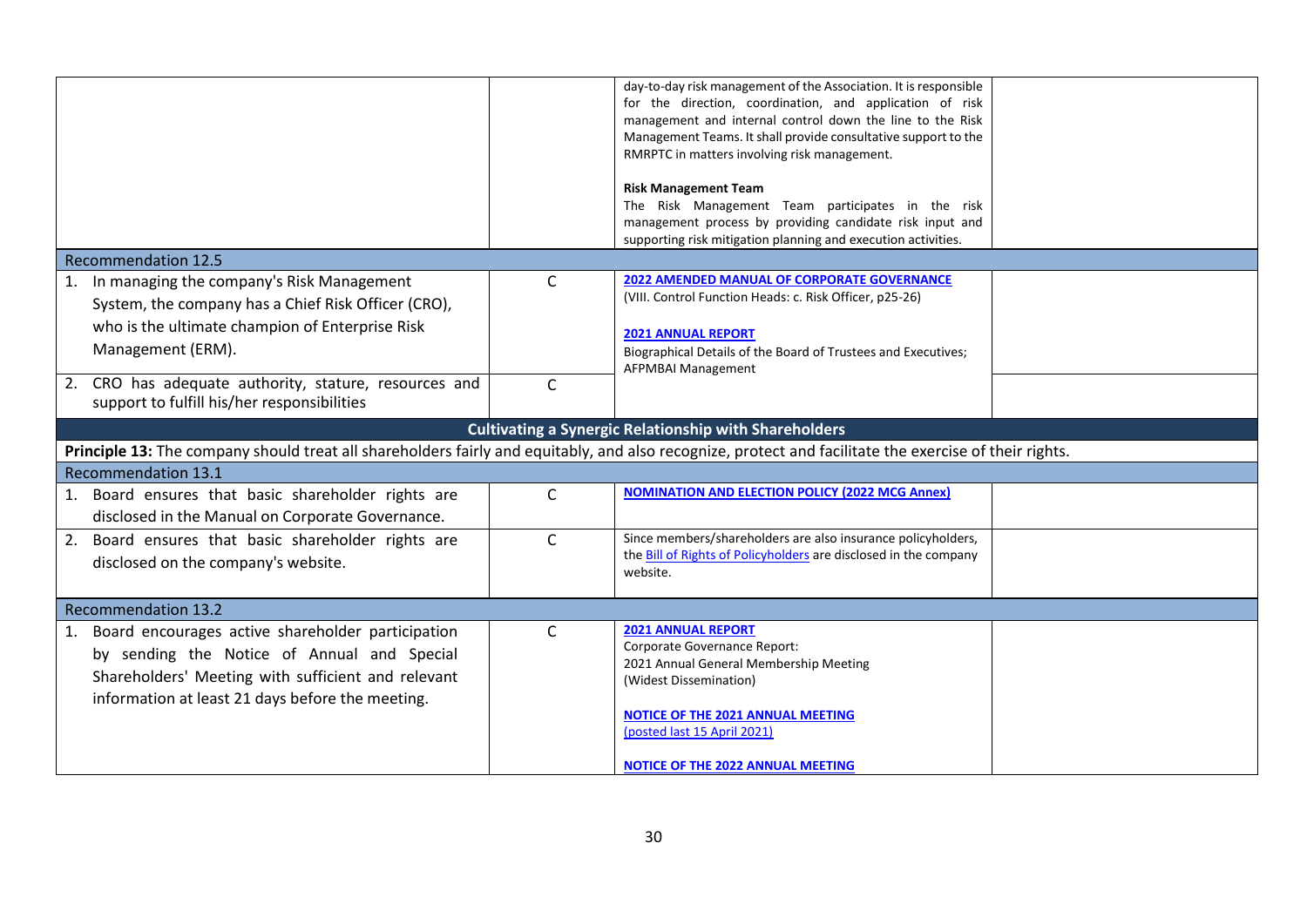| | | | |
|---|---|---|---|
| | | day-to-day risk management of the Association. It is responsible for the direction, coordination, and application of risk management and internal control down the line to the Risk Management Teams. It shall provide consultative support to the RMRPTC in matters involving risk management.<br><br>**Risk Management Team**<br>The Risk Management Team participates in the risk management process by providing candidate risk input and supporting risk mitigation planning and execution activities. | |
| Recommendation 12.5 | | | |
| 1. In managing the company's Risk Management System, the company has a Chief Risk Officer (CRO), who is the ultimate champion of Enterprise Risk Management (ERM). | C | **2022 AMENDED MANUAL OF CORPORATE GOVERNANCE**<br>(VIII. Control Function Heads: c. Risk Officer, p25-26)<br><br>**2021 ANNUAL REPORT**<br>Biographical Details of the Board of Trustees and Executives; AFPMBAI Management | |
| 2. CRO has adequate authority, stature, resources and support to fulfill his/her responsibilities | C | | |
| **Cultivating a Synergic Relationship with Shareholders** | | | |
| **Principle 13:** The company should treat all shareholders fairly and equitably, and also recognize, protect and facilitate the exercise of their rights. | | | |
| Recommendation 13.1 | | | |
| 1. Board ensures that basic shareholder rights are disclosed in the Manual on Corporate Governance. | C | **NOMINATION AND ELECTION POLICY (2022 MCG Annex)** | |
| 2. Board ensures that basic shareholder rights are disclosed on the company's website. | C | Since members/shareholders are also insurance policyholders, the Bill of Rights of Policyholders are disclosed in the company website. | |
| Recommendation 13.2 | | | |
| 1. Board encourages active shareholder participation by sending the Notice of Annual and Special Shareholders' Meeting with sufficient and relevant information at least 21 days before the meeting. | C | **2021 ANNUAL REPORT**<br>Corporate Governance Report:<br>2021 Annual General Membership Meeting<br>(Widest Dissemination)<br><br>**NOTICE OF THE 2021 ANNUAL MEETING**<br>(posted last 15 April 2021)<br><br>**NOTICE OF THE 2022 ANNUAL MEETING** | |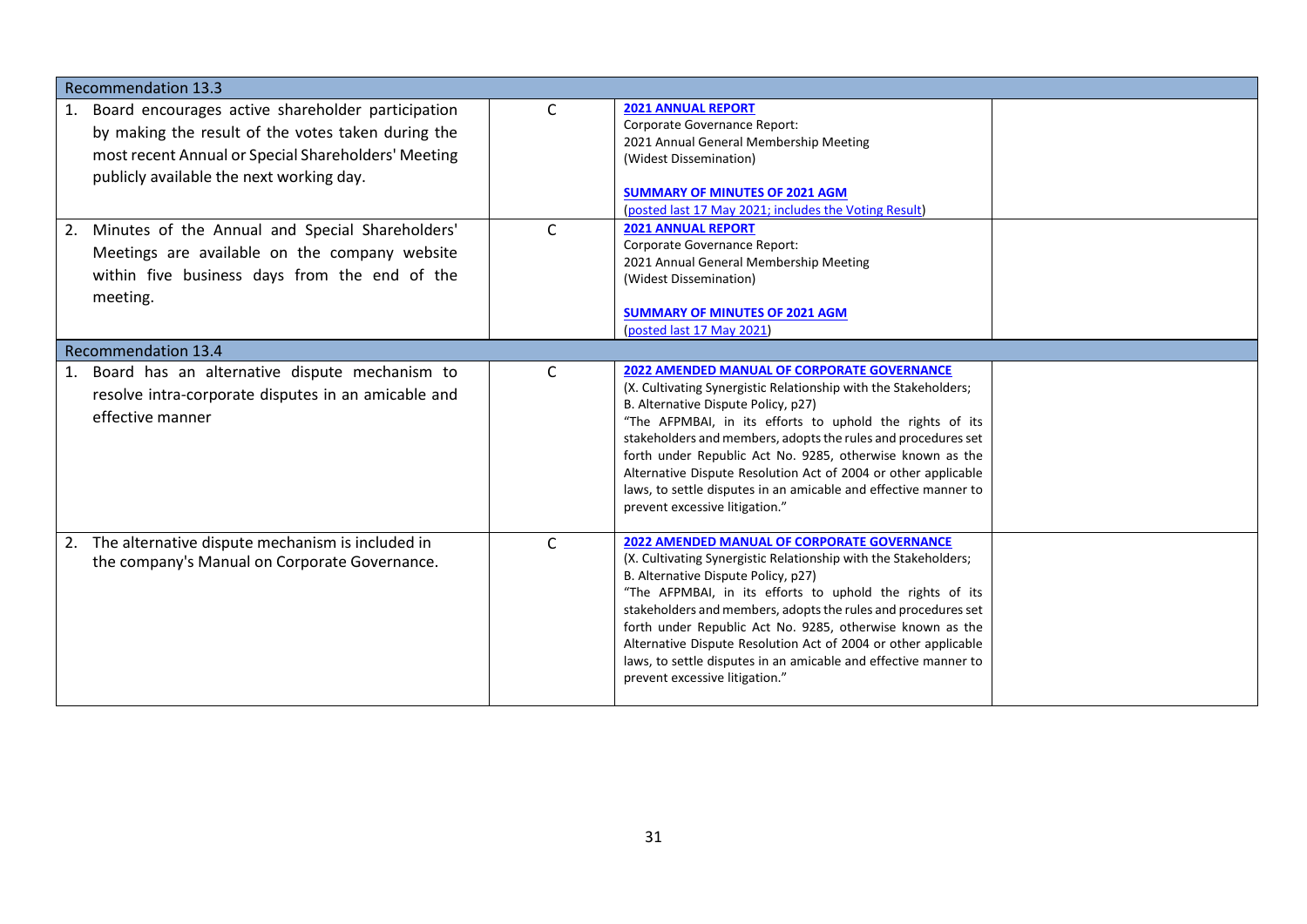| Recommendation 13.3 | | | |
|---|---|---|---|
| 1. Board encourages active shareholder participation by making the result of the votes taken during the most recent Annual or Special Shareholders' Meeting publicly available the next working day. | C | **2021 ANNUAL REPORT**<br>Corporate Governance Report:<br>2021 Annual General Membership Meeting<br>(Widest Dissemination)<br><br>**SUMMARY OF MINUTES OF 2021 AGM**<br>(posted last 17 May 2021; includes the Voting Result) | |
| 2. Minutes of the Annual and Special Shareholders' Meetings are available on the company website within five business days from the end of the meeting. | C | **2021 ANNUAL REPORT**<br>Corporate Governance Report:<br>2021 Annual General Membership Meeting<br>(Widest Dissemination)<br><br>**SUMMARY OF MINUTES OF 2021 AGM**<br>(posted last 17 May 2021) | |
| **Recommendation 13.4** | | | |
| 1. Board has an alternative dispute mechanism to resolve intra-corporate disputes in an amicable and effective manner | C | **2022 AMENDED MANUAL OF CORPORATE GOVERNANCE**<br>(X. Cultivating Synergistic Relationship with the Stakeholders; B. Alternative Dispute Policy, p27)<br>"The AFPMBAI, in its efforts to uphold the rights of its stakeholders and members, adopts the rules and procedures set forth under Republic Act No. 9285, otherwise known as the Alternative Dispute Resolution Act of 2004 or other applicable laws, to settle disputes in an amicable and effective manner to prevent excessive litigation." | |
| 2. The alternative dispute mechanism is included in the company's Manual on Corporate Governance. | C | **2022 AMENDED MANUAL OF CORPORATE GOVERNANCE**<br>(X. Cultivating Synergistic Relationship with the Stakeholders; B. Alternative Dispute Policy, p27)<br>"The AFPMBAI, in its efforts to uphold the rights of its stakeholders and members, adopts the rules and procedures set forth under Republic Act No. 9285, otherwise known as the Alternative Dispute Resolution Act of 2004 or other applicable laws, to settle disputes in an amicable and effective manner to prevent excessive litigation." | |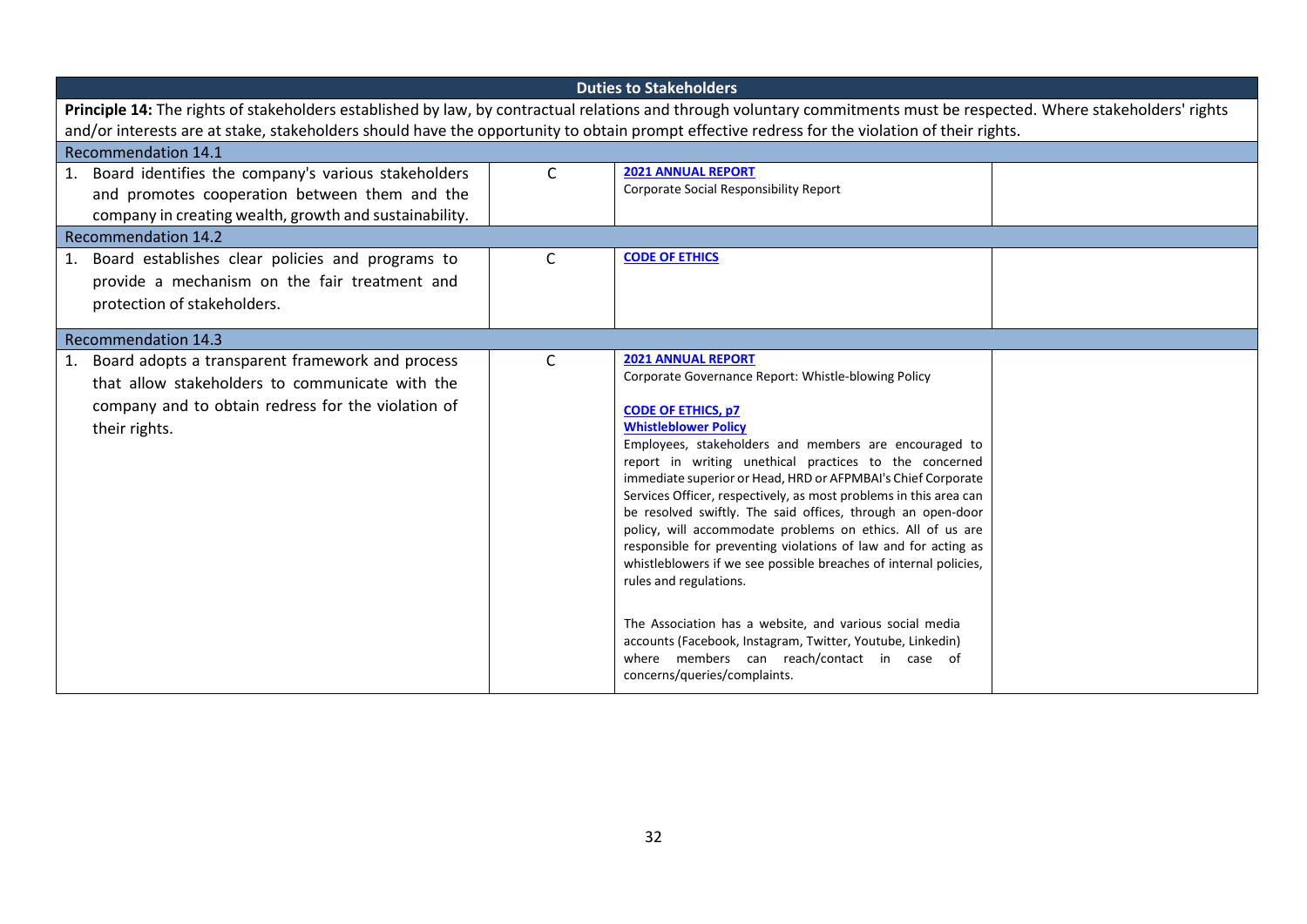| Duties to Stakeholders | | | |
|---|---|---|---|
| **Principle 14:** The rights of stakeholders established by law, by contractual relations and through voluntary commitments must be respected. Where stakeholders' rights and/or interests are at stake, stakeholders should have the opportunity to obtain prompt effective redress for the violation of their rights. | | | |
| Recommendation 14.1 | | | |
| 1. Board identifies the company's various stakeholders and promotes cooperation between them and the company in creating wealth, growth and sustainability. | C | **2021 ANNUAL REPORT**<br>Corporate Social Responsibility Report | |
| Recommendation 14.2 | | | |
| 1. Board establishes clear policies and programs to provide a mechanism on the fair treatment and protection of stakeholders. | C | **CODE OF ETHICS** | |
| Recommendation 14.3 | | | |
| 1. Board adopts a transparent framework and process that allow stakeholders to communicate with the company and to obtain redress for the violation of their rights. | C | **2021 ANNUAL REPORT**<br>Corporate Governance Report: Whistle-blowing Policy<br><br>**CODE OF ETHICS, p7**<br>**Whistleblower Policy**<br>Employees, stakeholders and members are encouraged to report in writing unethical practices to the concerned immediate superior or Head, HRD or AFPMBAI's Chief Corporate Services Officer, respectively, as most problems in this area can be resolved swiftly. The said offices, through an open-door policy, will accommodate problems on ethics. All of us are responsible for preventing violations of law and for acting as whistleblowers if we see possible breaches of internal policies, rules and regulations.<br><br>The Association has a website, and various social media accounts (Facebook, Instagram, Twitter, Youtube, Linkedin) where members can reach/contact in case of concerns/queries/complaints. | |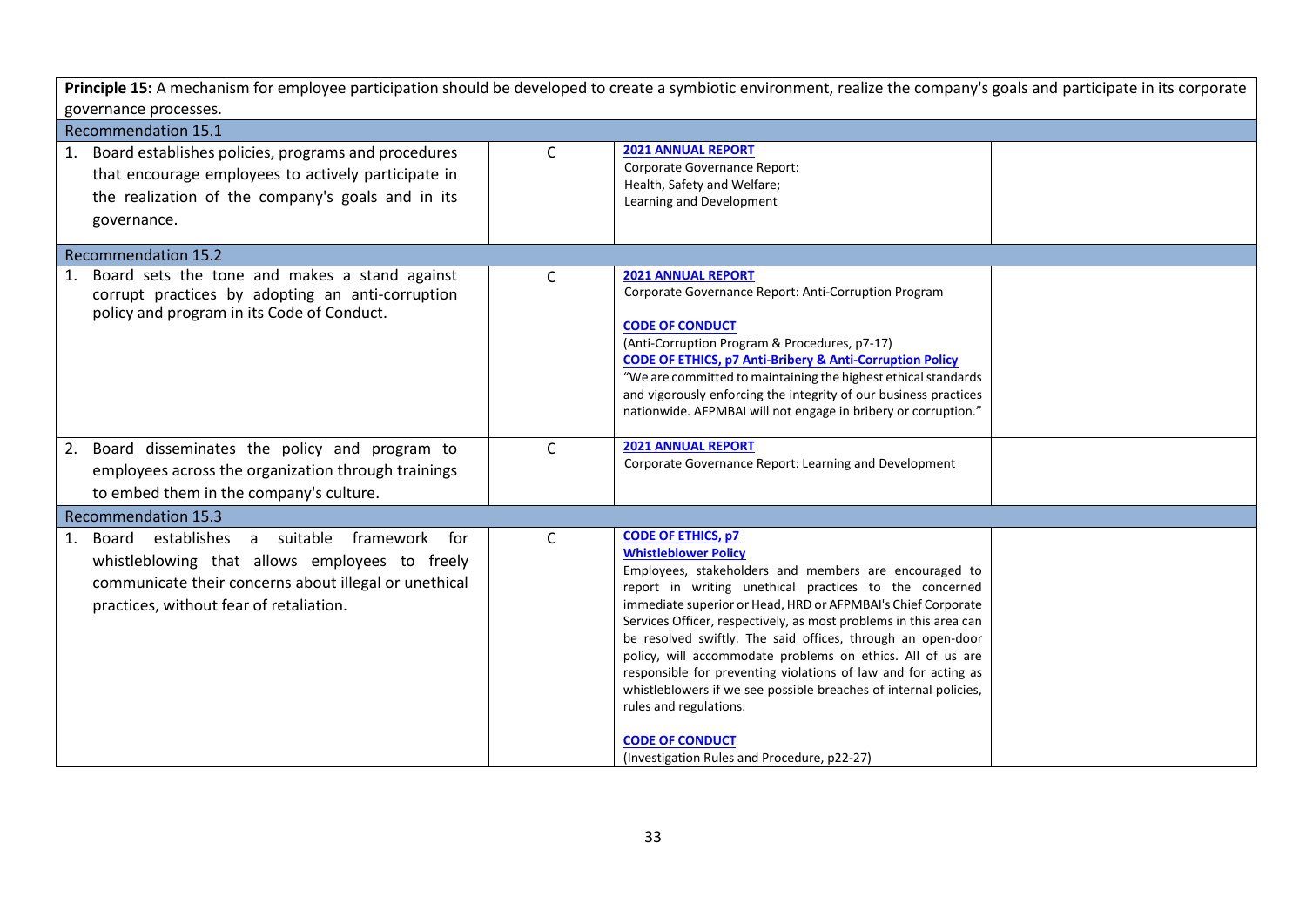| **Principle 15:** A mechanism for employee participation should be developed to create a symbiotic environment, realize the company's goals and participate in its corporate governance processes. | | | |
|---|---|---|---|
| Recommendation 15.1 | | | |
| 1. Board establishes policies, programs and procedures that encourage employees to actively participate in the realization of the company's goals and in its governance. | C | **2021 ANNUAL REPORT**<br>Corporate Governance Report:<br>Health, Safety and Welfare;<br>Learning and Development | |
| Recommendation 15.2 | | | |
| 1. Board sets the tone and makes a stand against corrupt practices by adopting an anti-corruption policy and program in its Code of Conduct. | C | **2021 ANNUAL REPORT**<br>Corporate Governance Report: Anti-Corruption Program<br><br>**CODE OF CONDUCT**<br>(Anti-Corruption Program & Procedures, p7-17)<br>**CODE OF ETHICS, p7 Anti-Bribery & Anti-Corruption Policy**<br>"We are committed to maintaining the highest ethical standards and vigorously enforcing the integrity of our business practices nationwide. AFPMBAI will not engage in bribery or corruption." | |
| 2. Board disseminates the policy and program to employees across the organization through trainings to embed them in the company's culture. | C | **2021 ANNUAL REPORT**<br>Corporate Governance Report: Learning and Development | |
| Recommendation 15.3 | | | |
| 1. Board establishes a suitable framework for whistleblowing that allows employees to freely communicate their concerns about illegal or unethical practices, without fear of retaliation. | C | **CODE OF ETHICS, p7**<br>**Whistleblower Policy**<br>Employees, stakeholders and members are encouraged to report in writing unethical practices to the concerned immediate superior or Head, HRD or AFPMBAI's Chief Corporate Services Officer, respectively, as most problems in this area can be resolved swiftly. The said offices, through an open-door policy, will accommodate problems on ethics. All of us are responsible for preventing violations of law and for acting as whistleblowers if we see possible breaches of internal policies, rules and regulations.<br><br>**CODE OF CONDUCT**<br>(Investigation Rules and Procedure, p22-27) | |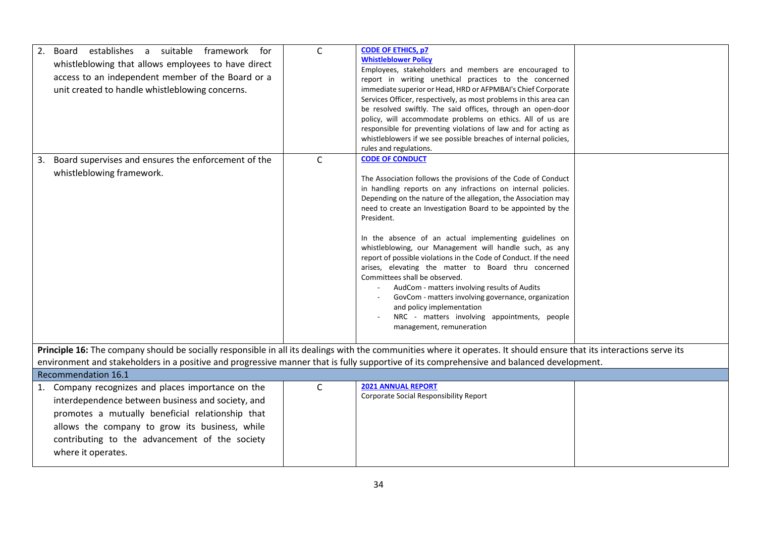| | | | |
|---|---|---|---|
| 2. Board establishes a suitable framework for whistleblowing that allows employees to have direct access to an independent member of the Board or a unit created to handle whistleblowing concerns. | C | **CODE OF ETHICS, p7**<br>**Whistleblower Policy**<br>Employees, stakeholders and members are encouraged to report in writing unethical practices to the concerned immediate superior or Head, HRD or AFPMBAI's Chief Corporate Services Officer, respectively, as most problems in this area can be resolved swiftly. The said offices, through an open-door policy, will accommodate problems on ethics. All of us are responsible for preventing violations of law and for acting as whistleblowers if we see possible breaches of internal policies, rules and regulations. | |
| 3. Board supervises and ensures the enforcement of the whistleblowing framework. | C | **CODE OF CONDUCT**<br><br>The Association follows the provisions of the Code of Conduct in handling reports on any infractions on internal policies. Depending on the nature of the allegation, the Association may need to create an Investigation Board to be appointed by the President.<br><br>In the absence of an actual implementing guidelines on whistleblowing, our Management will handle such, as any report of possible violations in the Code of Conduct. If the need arises, elevating the matter to Board thru concerned Committees shall be observed.<br>- AudCom - matters involving results of Audits<br>- GovCom - matters involving governance, organization and policy implementation<br>- NRC - matters involving appointments, people management, remuneration | |
| **Principle 16:** The company should be socially responsible in all its dealings with the communities where it operates. It should ensure that its interactions serve its environment and stakeholders in a positive and progressive manner that is fully supportive of its comprehensive and balanced development. | | | |
| Recommendation 16.1 | | | |
| 1. Company recognizes and places importance on the interdependence between business and society, and promotes a mutually beneficial relationship that allows the company to grow its business, while contributing to the advancement of the society where it operates. | C | **2021 ANNUAL REPORT**<br>Corporate Social Responsibility Report | |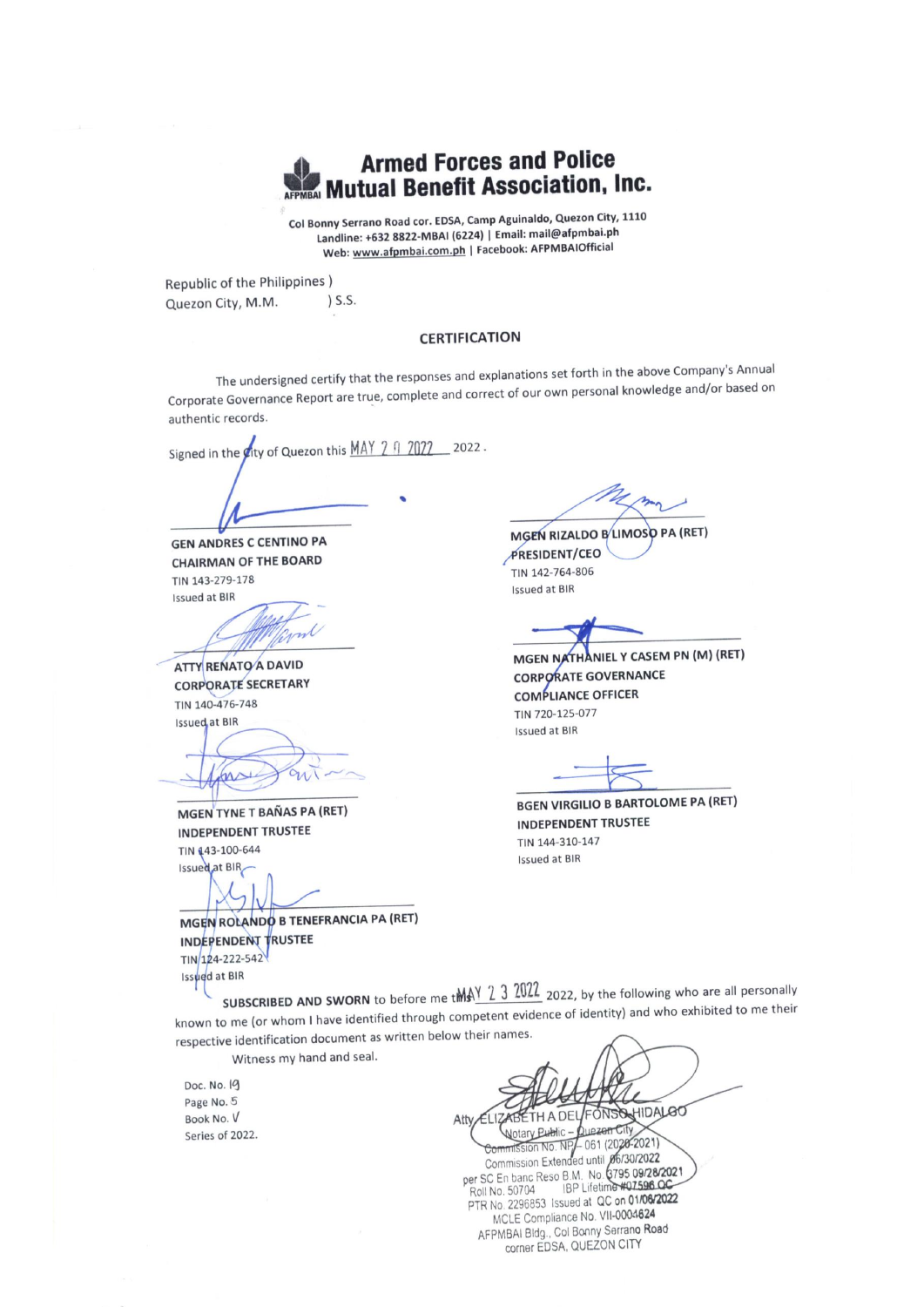# Armed Forces and Police Mutual Benefit Association, Inc.

AFPMBAI

Col Bonny Serrano Road cor. EDSA, Camp Aguinaldo, Quezon City, 1110
Landline: +632 8822-MBAI (6224) | Email: mail@afpmbai.ph
Web: www.afpmbai.com.ph | Facebook: AFPMBAIOfficial

Republic of the Philippines )
Quezon City, M.M. ) S.S.

## CERTIFICATION

The undersigned certify that the responses and explanations set forth in the above Company's Annual Corporate Governance Report are true, complete and correct of our own personal knowledge and/or based on authentic records.

Signed in the City of Quezon this MAY 2 0 2022 2022.

**GEN ANDRES C CENTINO PA**
**CHAIRMAN OF THE BOARD**
TIN 143-279-178
Issued at BIR

**MGEN RIZALDO B LIMOSO PA (RET)**
**PRESIDENT/CEO**
TIN 142-764-806
Issued at BIR

**ATTY RENATO A DAVID**
**CORPORATE SECRETARY**
TIN 140-476-748
Issued at BIR

**MGEN NATHANIEL Y CASEM PN (M) (RET)**
**CORPORATE GOVERNANCE COMPLIANCE OFFICER**
TIN 720-125-077
Issued at BIR

**MGEN TYNE T BAÑAS PA (RET)**
**INDEPENDENT TRUSTEE**
TIN 143-100-644
Issued at BIR

**BGEN VIRGILIO B BARTOLOME PA (RET)**
**INDEPENDENT TRUSTEE**
TIN 144-310-147
Issued at BIR

**MGEN ROLANDO B TENEFRANCIA PA (RET)**
**INDEPENDENT TRUSTEE**
TIN 124-222-542
Issued at BIR

**SUBSCRIBED AND SWORN** to before me this MAY 2 3 2022 2022, by the following who are all personally known to me (or whom I have identified through competent evidence of identity) and who exhibited to me their respective identification document as written below their names.

Witness my hand and seal.

Doc. No. 19
Page No. 5
Book No. V
Series of 2022.

Atty ELIZABETH A DEL FONSO-HIDALGO
Notary Public – Quezon City
Commission No. NP – 061 (2020-2021)
Commission Extended until 06/30/2022
per SC En banc Reso B.M. No. 3795 09/28/2021
Roll No. 50704 IBP Lifetime #07596 QC
PTR No. 2296853 Issued at QC on 01/06/2022
MCLE Compliance No. VII-0004624
AFPMBAI Bldg., Col Bonny Serrano Road
corner EDSA, QUEZON CITY